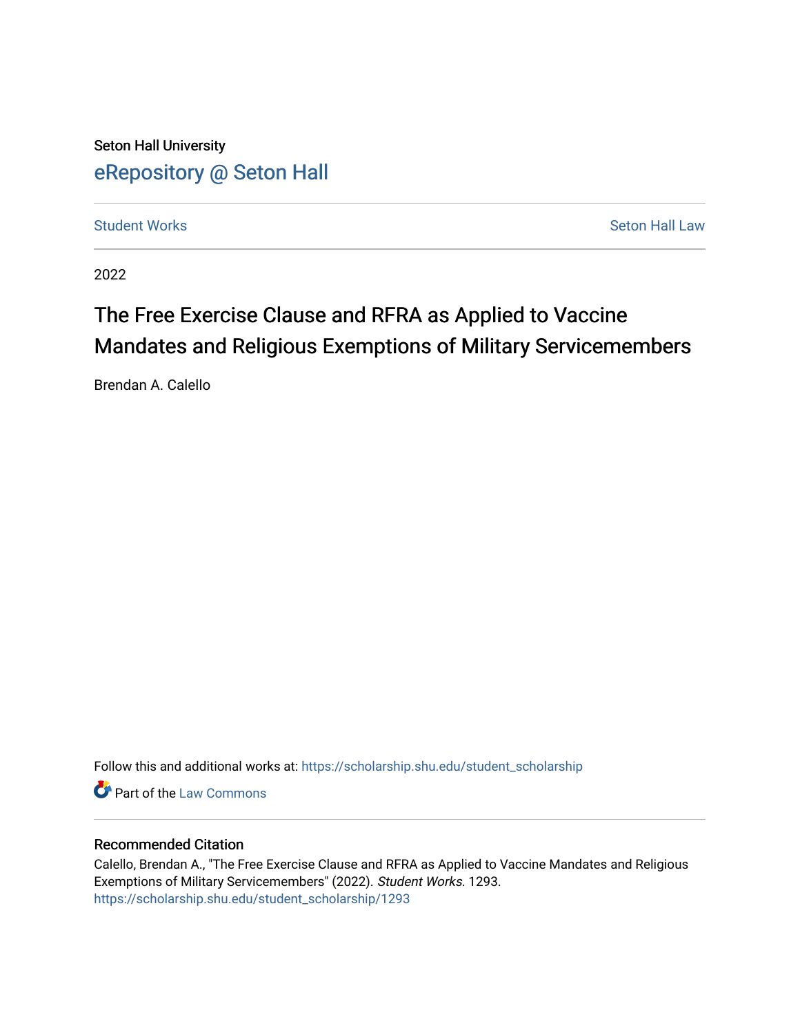Seton Hall University

# eRepository @ Seton Hall

Student Works | Seton Hall Law

2022

## The Free Exercise Clause and RFRA as Applied to Vaccine Mandates and Religious Exemptions of Military Servicemembers

Brendan A. Calello

Follow this and additional works at: https://scholarship.shu.edu/student_scholarship

Part of the Law Commons

### Recommended Citation

Calello, Brendan A., "The Free Exercise Clause and RFRA as Applied to Vaccine Mandates and Religious Exemptions of Military Servicemembers" (2022). *Student Works*. 1293.
https://scholarship.shu.edu/student_scholarship/1293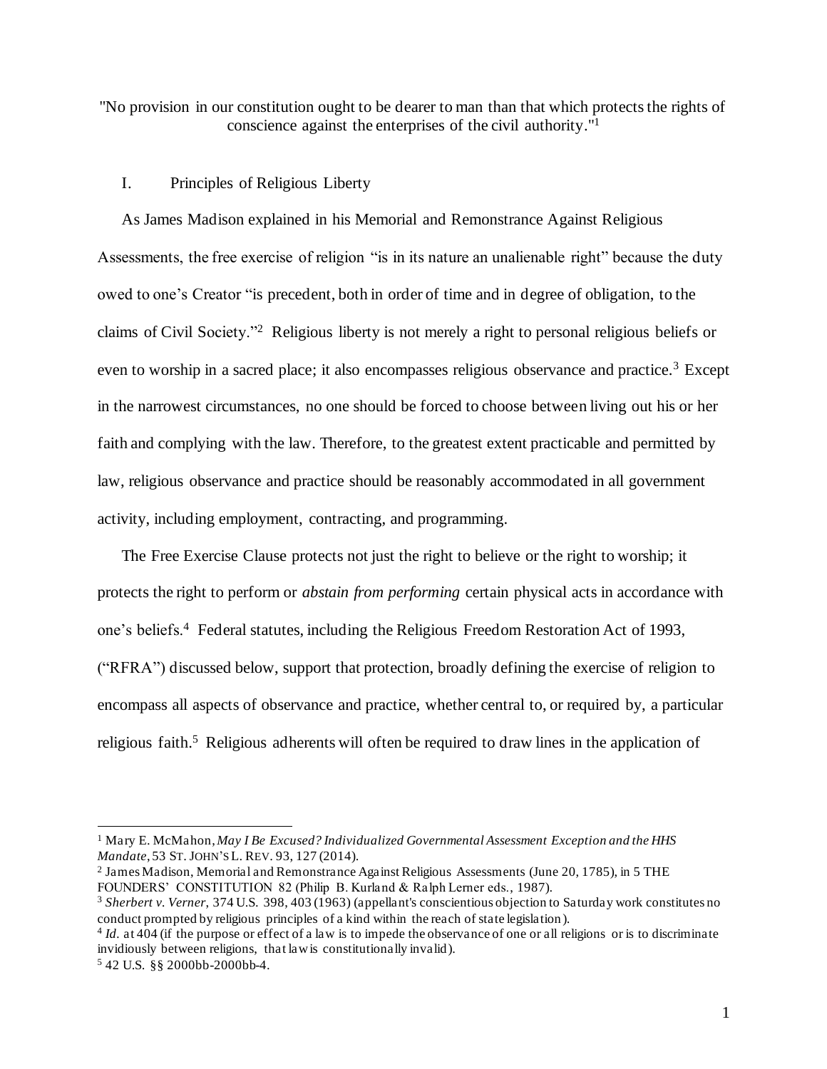"No provision in our constitution ought to be dearer to man than that which protects the rights of conscience against the enterprises of the civil authority."[1]

## I. Principles of Religious Liberty

As James Madison explained in his Memorial and Remonstrance Against Religious Assessments, the free exercise of religion "is in its nature an unalienable right" because the duty owed to one's Creator "is precedent, both in order of time and in degree of obligation, to the claims of Civil Society."[2] Religious liberty is not merely a right to personal religious beliefs or even to worship in a sacred place; it also encompasses religious observance and practice.[3] Except in the narrowest circumstances, no one should be forced to choose between living out his or her faith and complying with the law. Therefore, to the greatest extent practicable and permitted by law, religious observance and practice should be reasonably accommodated in all government activity, including employment, contracting, and programming.

The Free Exercise Clause protects not just the right to believe or the right to worship; it protects the right to perform or *abstain from performing* certain physical acts in accordance with one's beliefs.[4] Federal statutes, including the Religious Freedom Restoration Act of 1993, ("RFRA") discussed below, support that protection, broadly defining the exercise of religion to encompass all aspects of observance and practice, whether central to, or required by, a particular religious faith.[5] Religious adherents will often be required to draw lines in the application of

---

[1] Mary E. McMahon, *May I Be Excused? Individualized Governmental Assessment Exception and the HHS Mandate*, 53 ST. JOHN'S L. REV. 93, 127 (2014).

[2] James Madison, Memorial and Remonstrance Against Religious Assessments (June 20, 1785), in 5 THE FOUNDERS' CONSTITUTION 82 (Philip B. Kurland & Ralph Lerner eds., 1987).

[3] *Sherbert v. Verner*, 374 U.S. 398, 403 (1963) (appellant's conscientious objection to Saturday work constitutes no conduct prompted by religious principles of a kind within the reach of state legislation).

[4] *Id.* at 404 (if the purpose or effect of a law is to impede the observance of one or all religions or is to discriminate invidiously between religions, that law is constitutionally invalid).

[5] 42 U.S. §§ 2000bb-2000bb-4.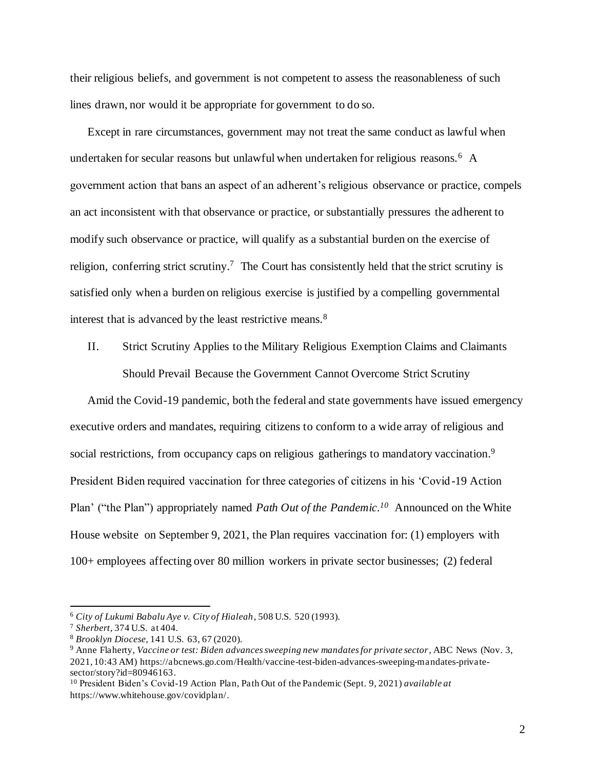their religious beliefs, and government is not competent to assess the reasonableness of such lines drawn, nor would it be appropriate for government to do so.

Except in rare circumstances, government may not treat the same conduct as lawful when undertaken for secular reasons but unlawful when undertaken for religious reasons.[6] A government action that bans an aspect of an adherent's religious observance or practice, compels an act inconsistent with that observance or practice, or substantially pressures the adherent to modify such observance or practice, will qualify as a substantial burden on the exercise of religion, conferring strict scrutiny.[7] The Court has consistently held that the strict scrutiny is satisfied only when a burden on religious exercise is justified by a compelling governmental interest that is advanced by the least restrictive means.[8]

## II. Strict Scrutiny Applies to the Military Religious Exemption Claims and Claimants Should Prevail Because the Government Cannot Overcome Strict Scrutiny

Amid the Covid-19 pandemic, both the federal and state governments have issued emergency executive orders and mandates, requiring citizens to conform to a wide array of religious and social restrictions, from occupancy caps on religious gatherings to mandatory vaccination.[9] President Biden required vaccination for three categories of citizens in his 'Covid-19 Action Plan' ("the Plan") appropriately named *Path Out of the Pandemic*.[10] Announced on the White House website on September 9, 2021, the Plan requires vaccination for: (1) employers with 100+ employees affecting over 80 million workers in private sector businesses; (2) federal

---

[6] *City of Lukumi Babalu Aye v. City of Hialeah*, 508 U.S. 520 (1993).

[7] *Sherbert*, 374 U.S. at 404.

[8] *Brooklyn Diocese*, 141 U.S. 63, 67 (2020).

[9] Anne Flaherty, *Vaccine or test: Biden advances sweeping new mandates for private sector*, ABC News (Nov. 3, 2021, 10:43 AM) https://abcnews.go.com/Health/vaccine-test-biden-advances-sweeping-mandates-private-sector/story?id=80946163.

[10] President Biden's Covid-19 Action Plan, Path Out of the Pandemic (Sept. 9, 2021) *available at* https://www.whitehouse.gov/covidplan/.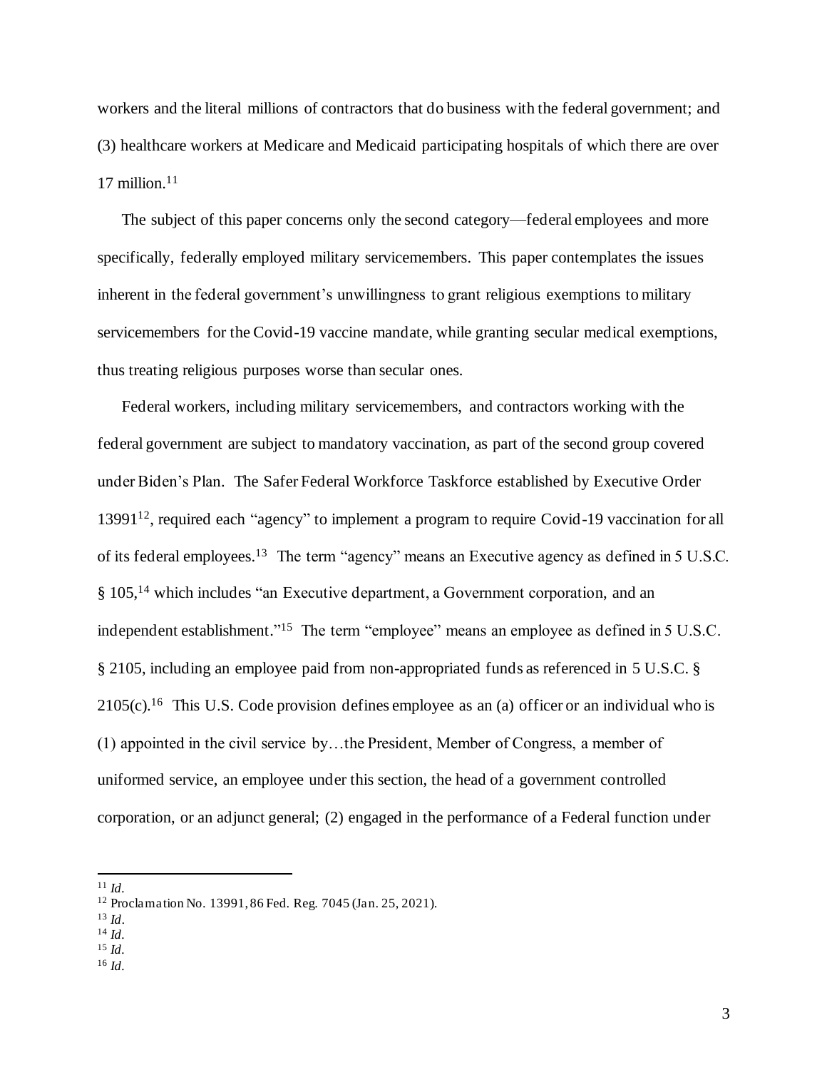workers and the literal millions of contractors that do business with the federal government; and (3) healthcare workers at Medicare and Medicaid participating hospitals of which there are over 17 million.[11]

The subject of this paper concerns only the second category—federal employees and more specifically, federally employed military servicemembers. This paper contemplates the issues inherent in the federal government's unwillingness to grant religious exemptions to military servicemembers for the Covid-19 vaccine mandate, while granting secular medical exemptions, thus treating religious purposes worse than secular ones.

Federal workers, including military servicemembers, and contractors working with the federal government are subject to mandatory vaccination, as part of the second group covered under Biden's Plan. The Safer Federal Workforce Taskforce established by Executive Order 13991[12], required each "agency" to implement a program to require Covid-19 vaccination for all of its federal employees.[13] The term "agency" means an Executive agency as defined in 5 U.S.C. § 105,[14] which includes "an Executive department, a Government corporation, and an independent establishment."[15] The term "employee" means an employee as defined in 5 U.S.C. § 2105, including an employee paid from non-appropriated funds as referenced in 5 U.S.C. § 2105(c).[16] This U.S. Code provision defines employee as an (a) officer or an individual who is (1) appointed in the civil service by…the President, Member of Congress, a member of uniformed service, an employee under this section, the head of a government controlled corporation, or an adjunct general; (2) engaged in the performance of a Federal function under

---

[11] *Id*.
[12] Proclamation No. 13991, 86 Fed. Reg. 7045 (Jan. 25, 2021).
[13] *Id*.
[14] *Id*.
[15] *Id*.
[16] *Id*.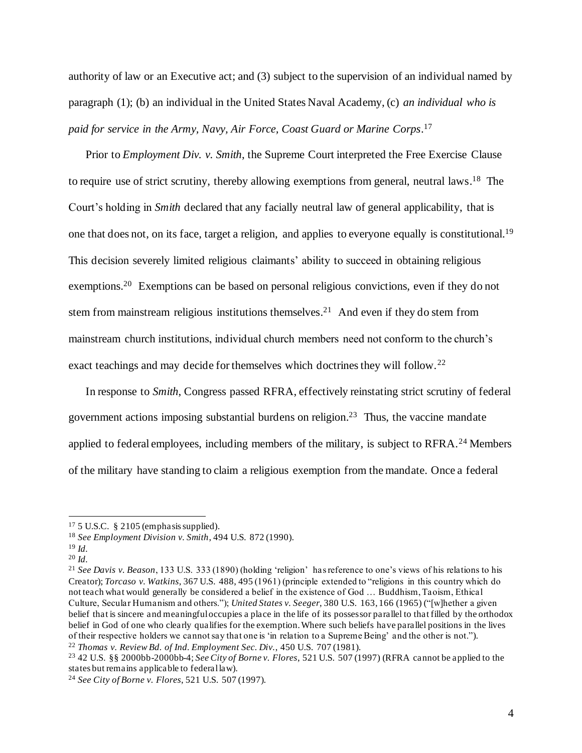authority of law or an Executive act; and (3) subject to the supervision of an individual named by paragraph (1); (b) an individual in the United States Naval Academy, (c) *an individual who is paid for service in the Army, Navy, Air Force, Coast Guard or Marine Corps*.[17]

Prior to *Employment Div. v. Smith*, the Supreme Court interpreted the Free Exercise Clause to require use of strict scrutiny, thereby allowing exemptions from general, neutral laws.[18] The Court's holding in *Smith* declared that any facially neutral law of general applicability, that is one that does not, on its face, target a religion, and applies to everyone equally is constitutional.[19] This decision severely limited religious claimants' ability to succeed in obtaining religious exemptions.[20] Exemptions can be based on personal religious convictions, even if they do not stem from mainstream religious institutions themselves.[21] And even if they do stem from mainstream church institutions, individual church members need not conform to the church's exact teachings and may decide for themselves which doctrines they will follow.[22]

In response to *Smith*, Congress passed RFRA, effectively reinstating strict scrutiny of federal government actions imposing substantial burdens on religion.[23] Thus, the vaccine mandate applied to federal employees, including members of the military, is subject to RFRA.[24] Members of the military have standing to claim a religious exemption from the mandate. Once a federal

---

[17] 5 U.S.C. § 2105 (emphasis supplied).

[18] *See Employment Division v. Smith*, 494 U.S. 872 (1990).

[19] *Id.*

[20] *Id.*

[21] *See Davis v. Beason*, 133 U.S. 333 (1890) (holding 'religion' has reference to one's views of his relations to his Creator); *Torcaso v. Watkins*, 367 U.S. 488, 495 (1961) (principle extended to "religions in this country which do not teach what would generally be considered a belief in the existence of God … Buddhism, Taoism, Ethical Culture, Secular Humanism and others."); *United States v. Seeger*, 380 U.S. 163, 166 (1965) ("[w]hether a given belief that is sincere and meaningful occupies a place in the life of its possessor parallel to that filled by the orthodox belief in God of one who clearly qualifies for the exemption. Where such beliefs have parallel positions in the lives of their respective holders we cannot say that one is 'in relation to a Supreme Being' and the other is not.").

[22] *Thomas v. Review Bd. of Ind. Employment Sec. Div.*, 450 U.S. 707 (1981).

[23] 42 U.S. §§ 2000bb-2000bb-4; *See City of Borne v. Flores*, 521 U.S. 507 (1997) (RFRA cannot be applied to the states but remains applicable to federal law).

[24] *See City of Borne v. Flores*, 521 U.S. 507 (1997).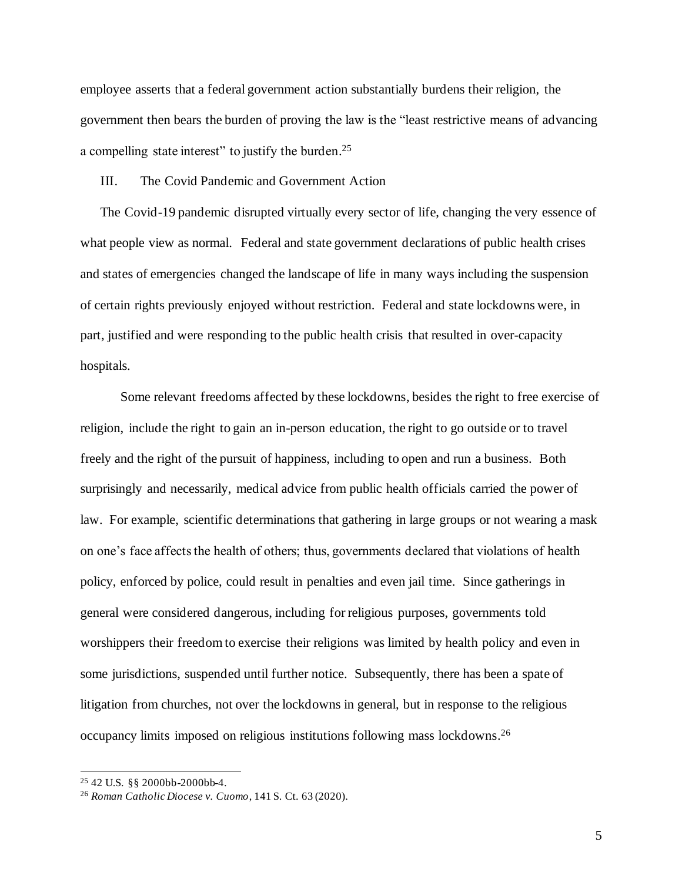employee asserts that a federal government action substantially burdens their religion, the government then bears the burden of proving the law is the "least restrictive means of advancing a compelling state interest" to justify the burden.[25]

## III. The Covid Pandemic and Government Action

The Covid-19 pandemic disrupted virtually every sector of life, changing the very essence of what people view as normal. Federal and state government declarations of public health crises and states of emergencies changed the landscape of life in many ways including the suspension of certain rights previously enjoyed without restriction. Federal and state lockdowns were, in part, justified and were responding to the public health crisis that resulted in over-capacity hospitals.

Some relevant freedoms affected by these lockdowns, besides the right to free exercise of religion, include the right to gain an in-person education, the right to go outside or to travel freely and the right of the pursuit of happiness, including to open and run a business. Both surprisingly and necessarily, medical advice from public health officials carried the power of law. For example, scientific determinations that gathering in large groups or not wearing a mask on one's face affects the health of others; thus, governments declared that violations of health policy, enforced by police, could result in penalties and even jail time. Since gatherings in general were considered dangerous, including for religious purposes, governments told worshippers their freedom to exercise their religions was limited by health policy and even in some jurisdictions, suspended until further notice. Subsequently, there has been a spate of litigation from churches, not over the lockdowns in general, but in response to the religious occupancy limits imposed on religious institutions following mass lockdowns.[26]

---

[25] 42 U.S. §§ 2000bb-2000bb-4.

[26] *Roman Catholic Diocese v. Cuomo*, 141 S. Ct. 63 (2020).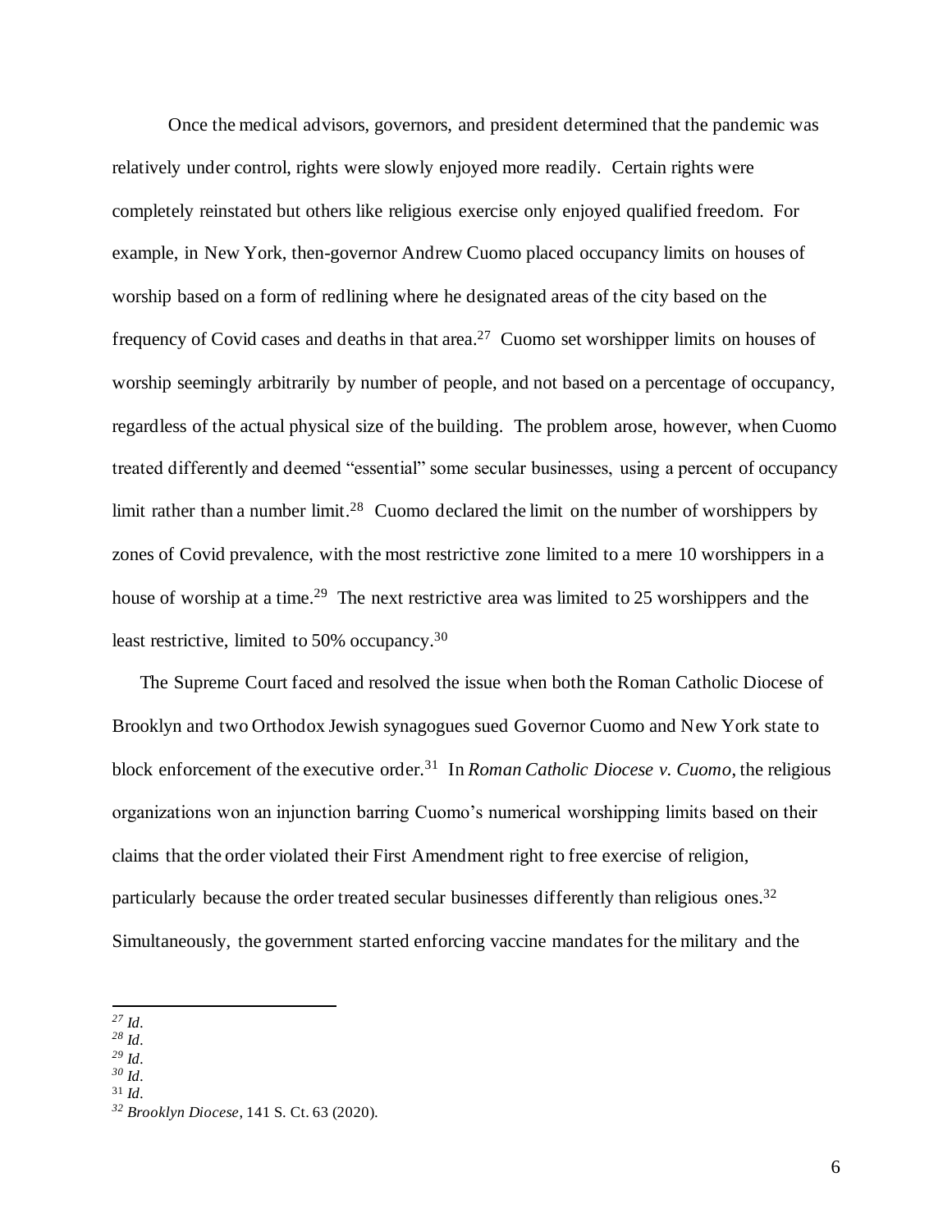Once the medical advisors, governors, and president determined that the pandemic was relatively under control, rights were slowly enjoyed more readily. Certain rights were completely reinstated but others like religious exercise only enjoyed qualified freedom. For example, in New York, then-governor Andrew Cuomo placed occupancy limits on houses of worship based on a form of redlining where he designated areas of the city based on the frequency of Covid cases and deaths in that area.[27] Cuomo set worshipper limits on houses of worship seemingly arbitrarily by number of people, and not based on a percentage of occupancy, regardless of the actual physical size of the building. The problem arose, however, when Cuomo treated differently and deemed "essential" some secular businesses, using a percent of occupancy limit rather than a number limit.[28] Cuomo declared the limit on the number of worshippers by zones of Covid prevalence, with the most restrictive zone limited to a mere 10 worshippers in a house of worship at a time.[29] The next restrictive area was limited to 25 worshippers and the least restrictive, limited to 50% occupancy.[30]

The Supreme Court faced and resolved the issue when both the Roman Catholic Diocese of Brooklyn and two Orthodox Jewish synagogues sued Governor Cuomo and New York state to block enforcement of the executive order.[31] In *Roman Catholic Diocese v. Cuomo*, the religious organizations won an injunction barring Cuomo's numerical worshipping limits based on their claims that the order violated their First Amendment right to free exercise of religion, particularly because the order treated secular businesses differently than religious ones.[32] Simultaneously, the government started enforcing vaccine mandates for the military and the

---

[27] *Id*.
[28] *Id*.
[29] *Id*.
[30] *Id*.
[31] *Id*.
[32] *Brooklyn Diocese*, 141 S. Ct. 63 (2020).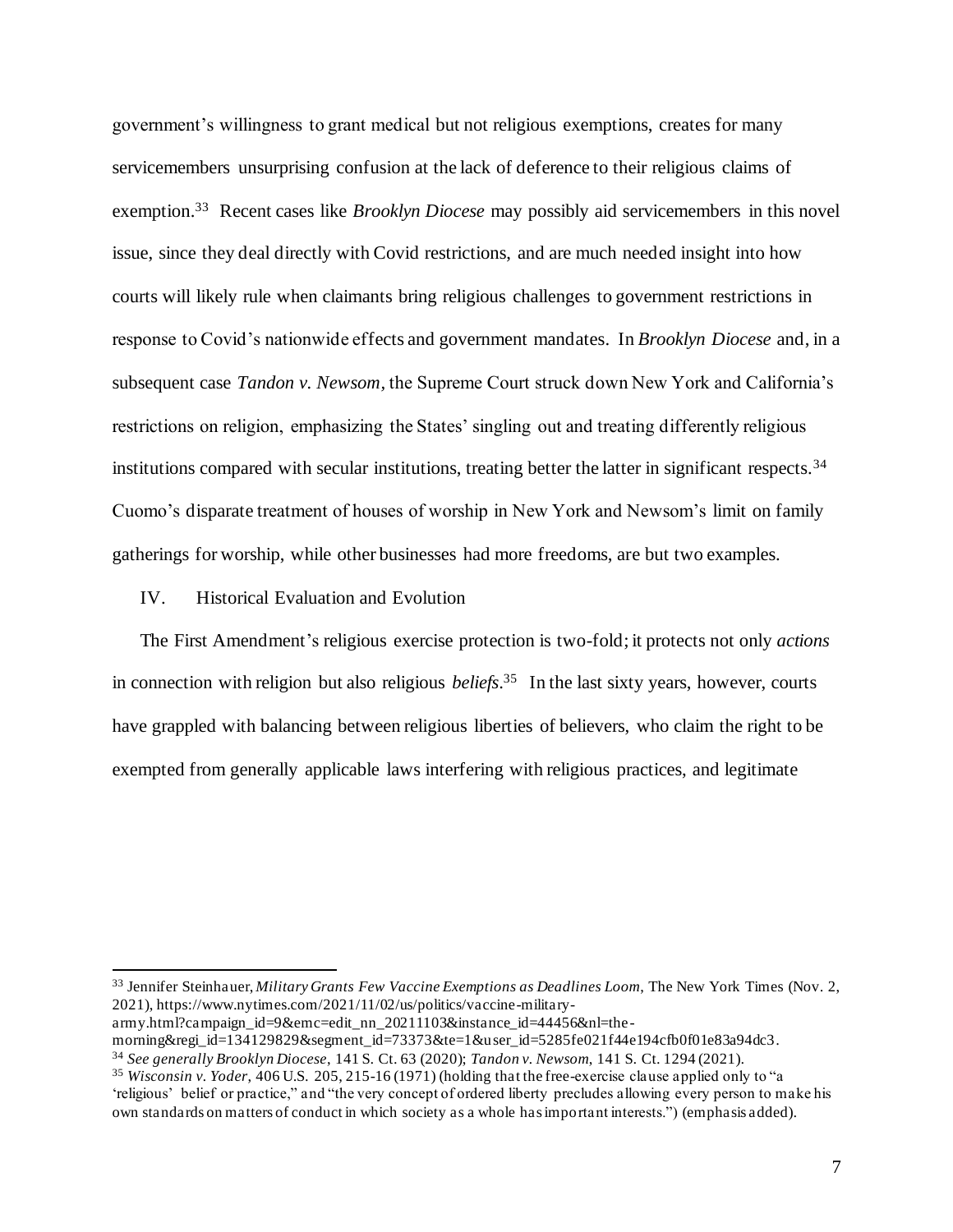government's willingness to grant medical but not religious exemptions, creates for many servicemembers unsurprising confusion at the lack of deference to their religious claims of exemption.[33] Recent cases like *Brooklyn Diocese* may possibly aid servicemembers in this novel issue, since they deal directly with Covid restrictions, and are much needed insight into how courts will likely rule when claimants bring religious challenges to government restrictions in response to Covid's nationwide effects and government mandates. In *Brooklyn Diocese* and, in a subsequent case *Tandon v. Newsom*, the Supreme Court struck down New York and California's restrictions on religion, emphasizing the States' singling out and treating differently religious institutions compared with secular institutions, treating better the latter in significant respects.[34] Cuomo's disparate treatment of houses of worship in New York and Newsom's limit on family gatherings for worship, while other businesses had more freedoms, are but two examples.

## IV. Historical Evaluation and Evolution

The First Amendment's religious exercise protection is two-fold; it protects not only *actions* in connection with religion but also religious *beliefs*.[35] In the last sixty years, however, courts have grappled with balancing between religious liberties of believers, who claim the right to be exempted from generally applicable laws interfering with religious practices, and legitimate

---

[33] Jennifer Steinhauer, *Military Grants Few Vaccine Exemptions as Deadlines Loom*, The New York Times (Nov. 2, 2021), https://www.nytimes.com/2021/11/02/us/politics/vaccine-military-army.html?campaign_id=9&emc=edit_nn_20211103&instance_id=44456&nl=the-morning&regi_id=134129829&segment_id=73373&te=1&user_id=5285fe021f44e194cfb0f01e83a94dc3.

[34] *See generally Brooklyn Diocese*, 141 S. Ct. 63 (2020); *Tandon v. Newsom*, 141 S. Ct. 1294 (2021).

[35] *Wisconsin v. Yoder*, 406 U.S. 205, 215-16 (1971) (holding that the free-exercise clause applied only to "a 'religious' belief or practice," and "the very concept of ordered liberty precludes allowing every person to make his own standards on matters of conduct in which society as a whole has important interests.") (emphasis added).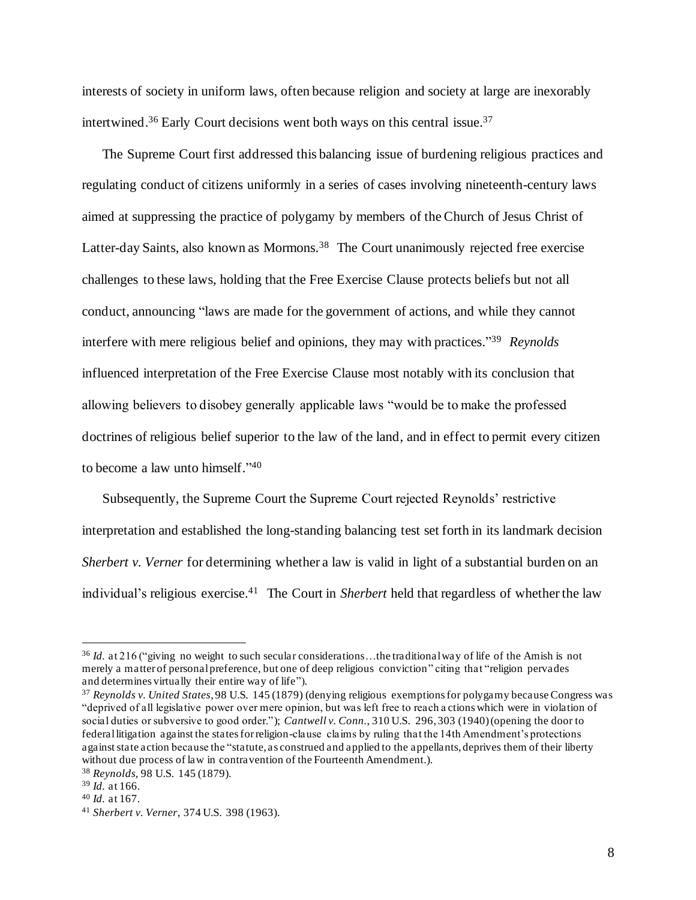interests of society in uniform laws, often because religion and society at large are inexorably intertwined.[36] Early Court decisions went both ways on this central issue.[37]

The Supreme Court first addressed this balancing issue of burdening religious practices and regulating conduct of citizens uniformly in a series of cases involving nineteenth-century laws aimed at suppressing the practice of polygamy by members of the Church of Jesus Christ of Latter-day Saints, also known as Mormons.[38] The Court unanimously rejected free exercise challenges to these laws, holding that the Free Exercise Clause protects beliefs but not all conduct, announcing "laws are made for the government of actions, and while they cannot interfere with mere religious belief and opinions, they may with practices."[39] *Reynolds* influenced interpretation of the Free Exercise Clause most notably with its conclusion that allowing believers to disobey generally applicable laws "would be to make the professed doctrines of religious belief superior to the law of the land, and in effect to permit every citizen to become a law unto himself."[40]

Subsequently, the Supreme Court the Supreme Court rejected Reynolds' restrictive interpretation and established the long-standing balancing test set forth in its landmark decision *Sherbert v. Verner* for determining whether a law is valid in light of a substantial burden on an individual's religious exercise.[41] The Court in *Sherbert* held that regardless of whether the law

---

[36] *Id.* at 216 ("giving no weight to such secular considerations…the traditional way of life of the Amish is not merely a matter of personal preference, but one of deep religious conviction" citing that "religion pervades and determines virtually their entire way of life").

[37] *Reynolds v. United States*, 98 U.S. 145 (1879) (denying religious exemptions for polygamy because Congress was "deprived of all legislative power over mere opinion, but was left free to reach actions which were in violation of social duties or subversive to good order."); *Cantwell v. Conn.*, 310 U.S. 296, 303 (1940) (opening the door to federal litigation against the states for religion-clause claims by ruling that the 14th Amendment's protections against state action because the "statute, as construed and applied to the appellants, deprives them of their liberty without due process of law in contravention of the Fourteenth Amendment.).

[38] *Reynolds*, 98 U.S. 145 (1879).

[39] *Id.* at 166.

[40] *Id.* at 167.

[41] *Sherbert v. Verner*, 374 U.S. 398 (1963).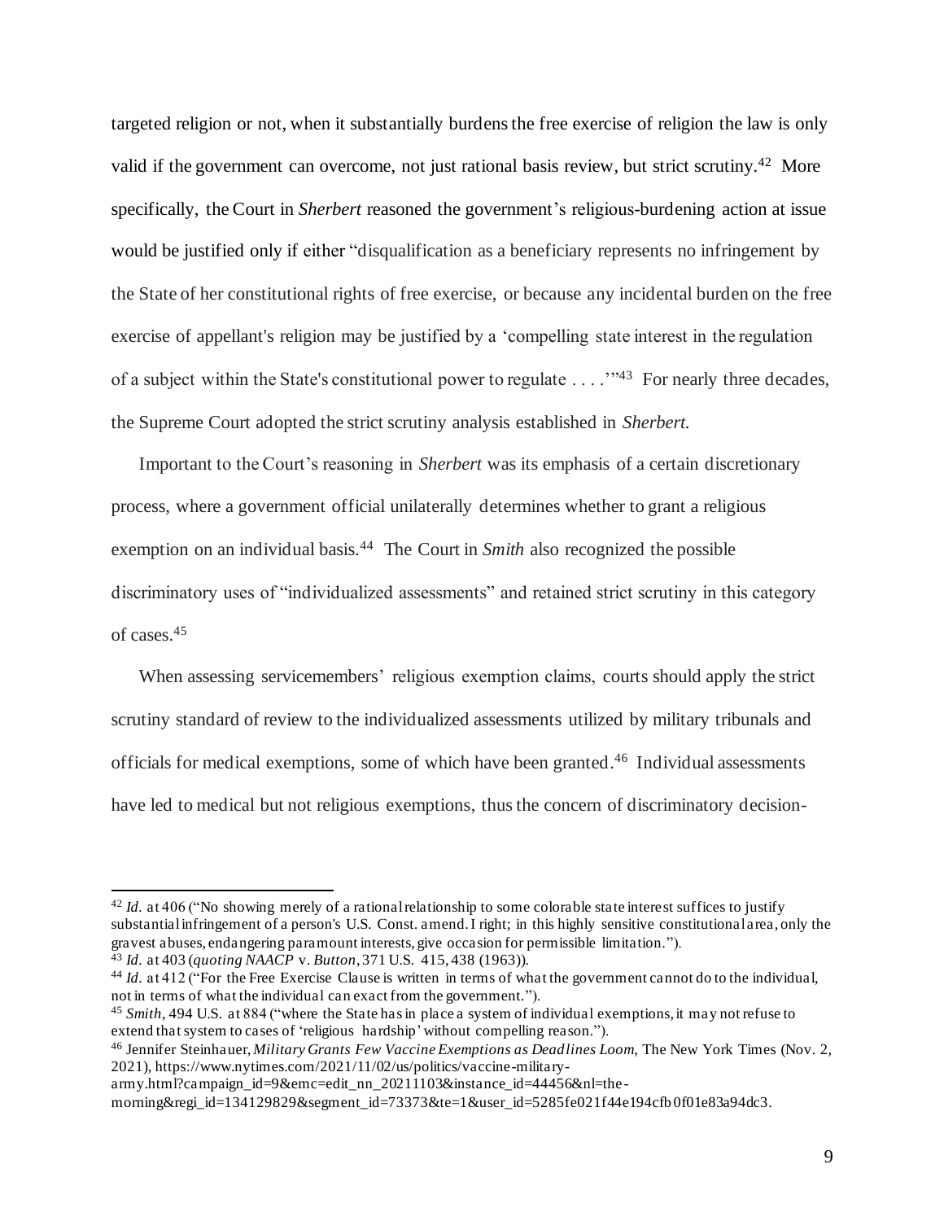targeted religion or not, when it substantially burdens the free exercise of religion the law is only valid if the government can overcome, not just rational basis review, but strict scrutiny.[42] More specifically, the Court in *Sherbert* reasoned the government's religious-burdening action at issue would be justified only if either "disqualification as a beneficiary represents no infringement by the State of her constitutional rights of free exercise, or because any incidental burden on the free exercise of appellant's religion may be justified by a 'compelling state interest in the regulation of a subject within the State's constitutional power to regulate . . . .'"[43] For nearly three decades, the Supreme Court adopted the strict scrutiny analysis established in *Sherbert.*

Important to the Court's reasoning in *Sherbert* was its emphasis of a certain discretionary process, where a government official unilaterally determines whether to grant a religious exemption on an individual basis.[44] The Court in *Smith* also recognized the possible discriminatory uses of "individualized assessments" and retained strict scrutiny in this category of cases.[45]

When assessing servicemembers' religious exemption claims, courts should apply the strict scrutiny standard of review to the individualized assessments utilized by military tribunals and officials for medical exemptions, some of which have been granted.[46] Individual assessments have led to medical but not religious exemptions, thus the concern of discriminatory decision-

---

[42] *Id.* at 406 ("No showing merely of a rational relationship to some colorable state interest suffices to justify substantial infringement of a person's U.S. Const. amend. I right; in this highly sensitive constitutional area, only the gravest abuses, endangering paramount interests, give occasion for permissible limitation.").

[43] *Id.* at 403 (*quoting NAACP* v. *Button*, 371 U.S. 415, 438 (1963)).

[44] *Id.* at 412 ("For the Free Exercise Clause is written in terms of what the government cannot do to the individual, not in terms of what the individual can exact from the government.").

[45] *Smith*, 494 U.S. at 884 ("where the State has in place a system of individual exemptions, it may not refuse to extend that system to cases of 'religious hardship' without compelling reason.").

[46] Jennifer Steinhauer, *Military Grants Few Vaccine Exemptions as Deadlines Loom*, The New York Times (Nov. 2, 2021), https://www.nytimes.com/2021/11/02/us/politics/vaccine-military-army.html?campaign_id=9&emc=edit_nn_20211103&instance_id=44456&nl=the-morning&regi_id=134129829&segment_id=73373&te=1&user_id=5285fe021f44e194cfb0f01e83a94dc3.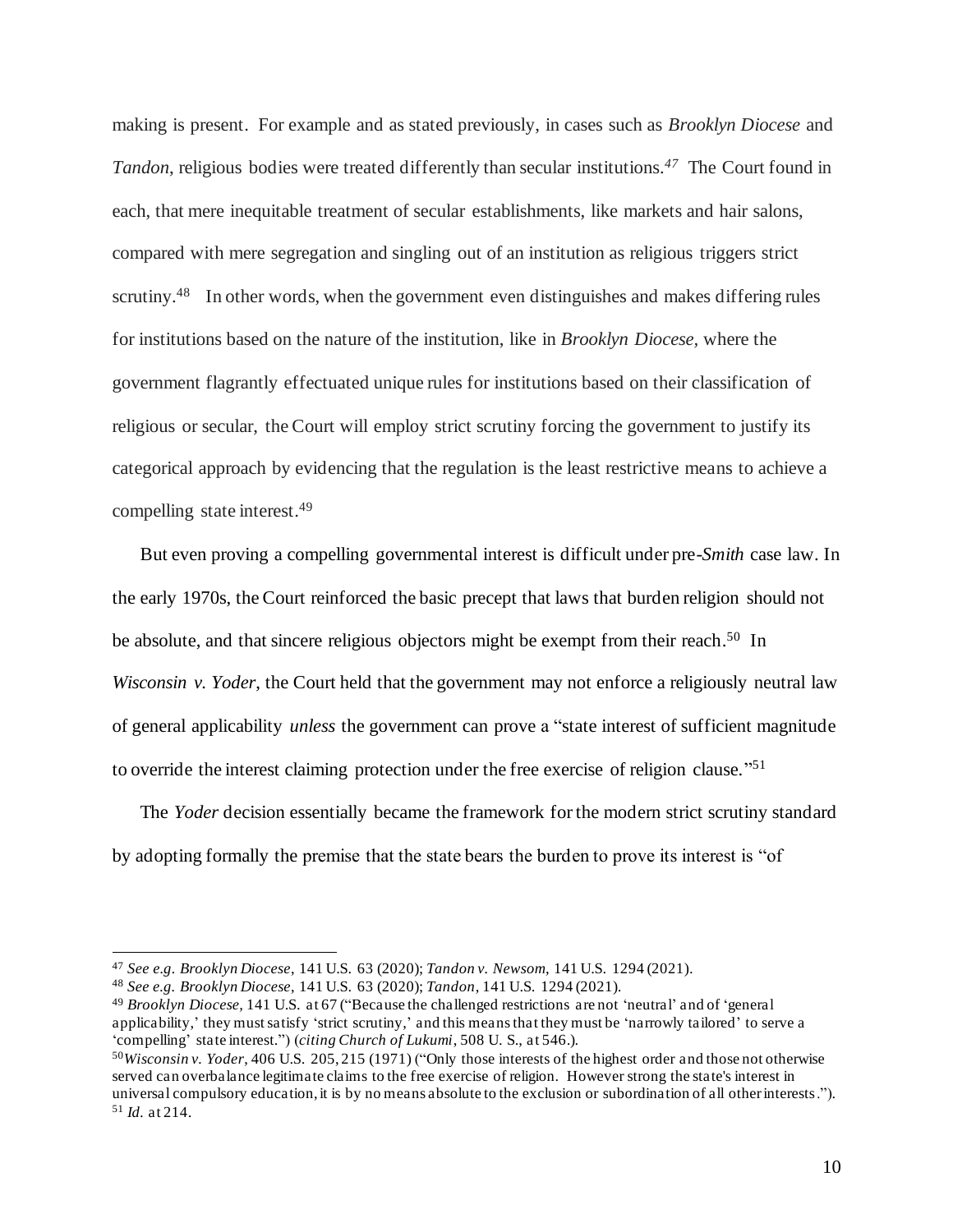making is present. For example and as stated previously, in cases such as *Brooklyn Diocese* and *Tandon*, religious bodies were treated differently than secular institutions.[47] The Court found in each, that mere inequitable treatment of secular establishments, like markets and hair salons, compared with mere segregation and singling out of an institution as religious triggers strict scrutiny.[48] In other words, when the government even distinguishes and makes differing rules for institutions based on the nature of the institution, like in *Brooklyn Diocese*, where the government flagrantly effectuated unique rules for institutions based on their classification of religious or secular, the Court will employ strict scrutiny forcing the government to justify its categorical approach by evidencing that the regulation is the least restrictive means to achieve a compelling state interest.[49]

But even proving a compelling governmental interest is difficult under pre-*Smith* case law. In the early 1970s, the Court reinforced the basic precept that laws that burden religion should not be absolute, and that sincere religious objectors might be exempt from their reach.[50] In *Wisconsin v. Yoder*, the Court held that the government may not enforce a religiously neutral law of general applicability *unless* the government can prove a "state interest of sufficient magnitude to override the interest claiming protection under the free exercise of religion clause."[51]

The *Yoder* decision essentially became the framework for the modern strict scrutiny standard by adopting formally the premise that the state bears the burden to prove its interest is "of

---

[47] *See e.g. Brooklyn Diocese*, 141 U.S. 63 (2020); *Tandon v. Newsom*, 141 U.S. 1294 (2021).

[48] *See e.g. Brooklyn Diocese*, 141 U.S. 63 (2020); *Tandon*, 141 U.S. 1294 (2021).

[49] *Brooklyn Diocese*, 141 U.S. at 67 ("Because the challenged restrictions are not 'neutral' and of 'general applicability,' they must satisfy 'strict scrutiny,' and this means that they must be 'narrowly tailored' to serve a 'compelling' state interest.") (*citing Church of Lukumi*, 508 U. S., at 546.).

[50] *Wisconsin v. Yoder*, 406 U.S. 205, 215 (1971) ("Only those interests of the highest order and those not otherwise served can overbalance legitimate claims to the free exercise of religion. However strong the state's interest in universal compulsory education, it is by no means absolute to the exclusion or subordination of all other interests.").

[51] *Id.* at 214.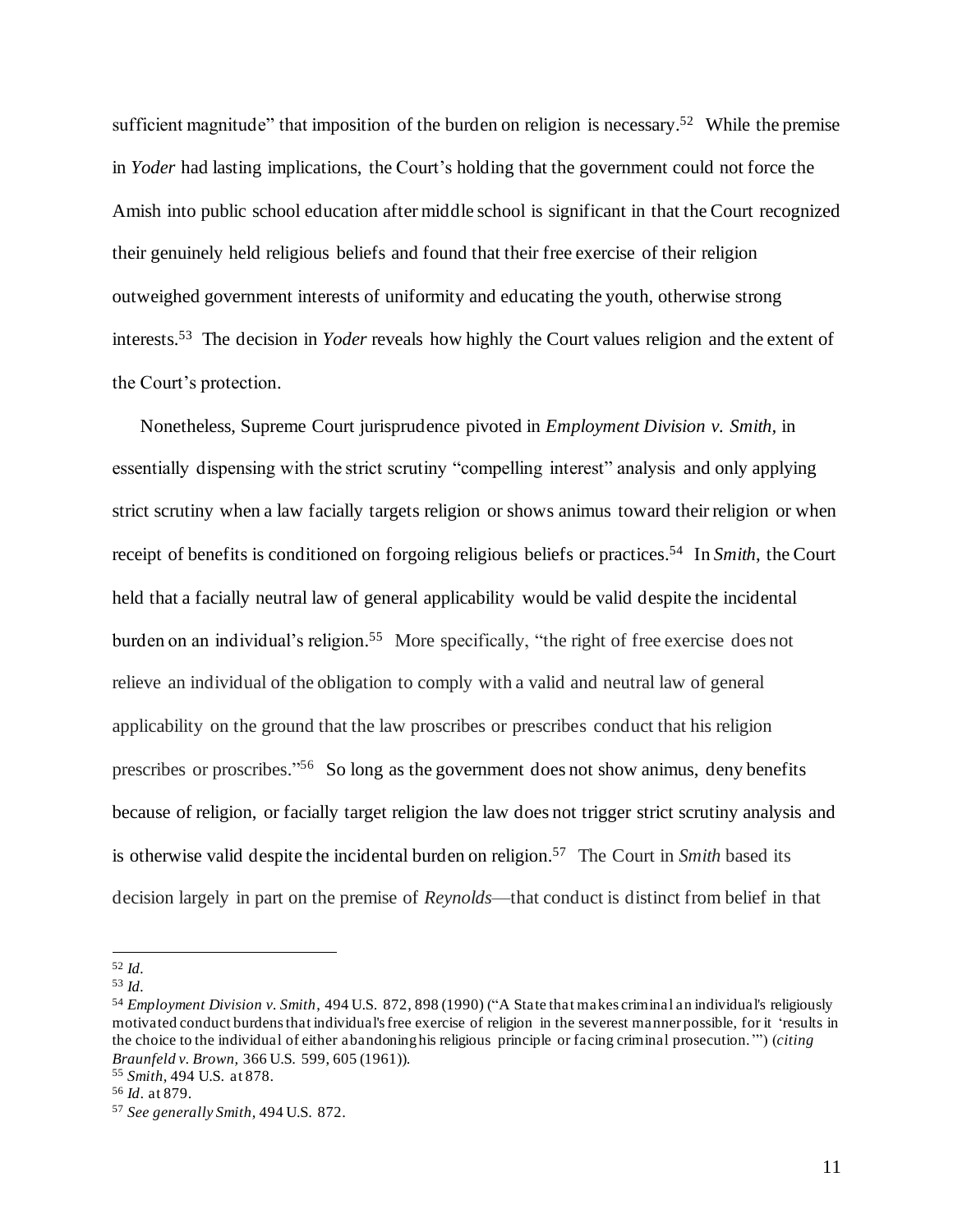sufficient magnitude" that imposition of the burden on religion is necessary.[52] While the premise in *Yoder* had lasting implications, the Court's holding that the government could not force the Amish into public school education after middle school is significant in that the Court recognized their genuinely held religious beliefs and found that their free exercise of their religion outweighed government interests of uniformity and educating the youth, otherwise strong interests.[53] The decision in *Yoder* reveals how highly the Court values religion and the extent of the Court's protection.

Nonetheless, Supreme Court jurisprudence pivoted in *Employment Division v. Smith*, in essentially dispensing with the strict scrutiny "compelling interest" analysis and only applying strict scrutiny when a law facially targets religion or shows animus toward their religion or when receipt of benefits is conditioned on forgoing religious beliefs or practices.[54] In *Smith*, the Court held that a facially neutral law of general applicability would be valid despite the incidental burden on an individual's religion.[55] More specifically, "the right of free exercise does not relieve an individual of the obligation to comply with a valid and neutral law of general applicability on the ground that the law proscribes or prescribes conduct that his religion prescribes or proscribes."[56] So long as the government does not show animus, deny benefits because of religion, or facially target religion the law does not trigger strict scrutiny analysis and is otherwise valid despite the incidental burden on religion.[57] The Court in *Smith* based its decision largely in part on the premise of *Reynolds*—that conduct is distinct from belief in that

---

[52] *Id.*

[53] *Id.*

[54] *Employment Division v. Smith*, 494 U.S. 872, 898 (1990) ("A State that makes criminal an individual's religiously motivated conduct burdens that individual's free exercise of religion in the severest manner possible, for it 'results in the choice to the individual of either abandoning his religious principle or facing criminal prosecution.'") (*citing Braunfeld v. Brown,* 366 U.S. 599, 605 (1961)).

[55] *Smith*, 494 U.S. at 878.

[56] *Id.* at 879.

[57] *See generally Smith*, 494 U.S. 872.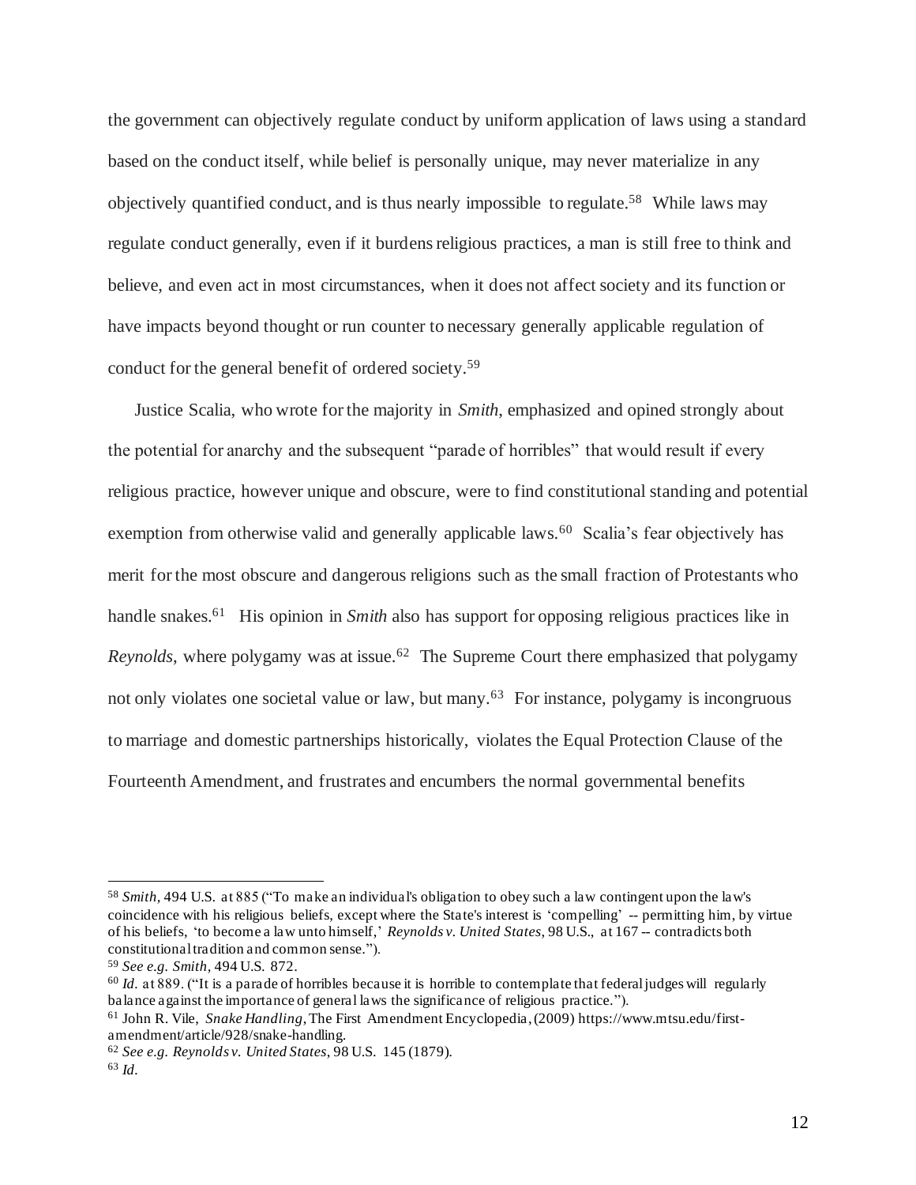the government can objectively regulate conduct by uniform application of laws using a standard based on the conduct itself, while belief is personally unique, may never materialize in any objectively quantified conduct, and is thus nearly impossible to regulate.[58] While laws may regulate conduct generally, even if it burdens religious practices, a man is still free to think and believe, and even act in most circumstances, when it does not affect society and its function or have impacts beyond thought or run counter to necessary generally applicable regulation of conduct for the general benefit of ordered society.[59]

Justice Scalia, who wrote for the majority in *Smith*, emphasized and opined strongly about the potential for anarchy and the subsequent "parade of horribles" that would result if every religious practice, however unique and obscure, were to find constitutional standing and potential exemption from otherwise valid and generally applicable laws.[60] Scalia's fear objectively has merit for the most obscure and dangerous religions such as the small fraction of Protestants who handle snakes.[61] His opinion in *Smith* also has support for opposing religious practices like in *Reynolds*, where polygamy was at issue.[62] The Supreme Court there emphasized that polygamy not only violates one societal value or law, but many.[63] For instance, polygamy is incongruous to marriage and domestic partnerships historically, violates the Equal Protection Clause of the Fourteenth Amendment, and frustrates and encumbers the normal governmental benefits

---

[58] *Smith,* 494 U.S. at 885 ("To make an individual's obligation to obey such a law contingent upon the law's coincidence with his religious beliefs, except where the State's interest is 'compelling' -- permitting him, by virtue of his beliefs, 'to become a law unto himself,' *Reynolds v. United States*, 98 U.S., at 167 -- contradicts both constitutional tradition and common sense.").

[59] *See e.g. Smith*, 494 U.S. 872.

[60] *Id.* at 889. ("It is a parade of horribles because it is horrible to contemplate that federal judges will regularly balance against the importance of general laws the significance of religious practice.").

[61] John R. Vile, *Snake Handling*, The First Amendment Encyclopedia, (2009) https://www.mtsu.edu/first-amendment/article/928/snake-handling.

[62] *See e.g. Reynolds v. United States*, 98 U.S. 145 (1879).

[63] *Id.*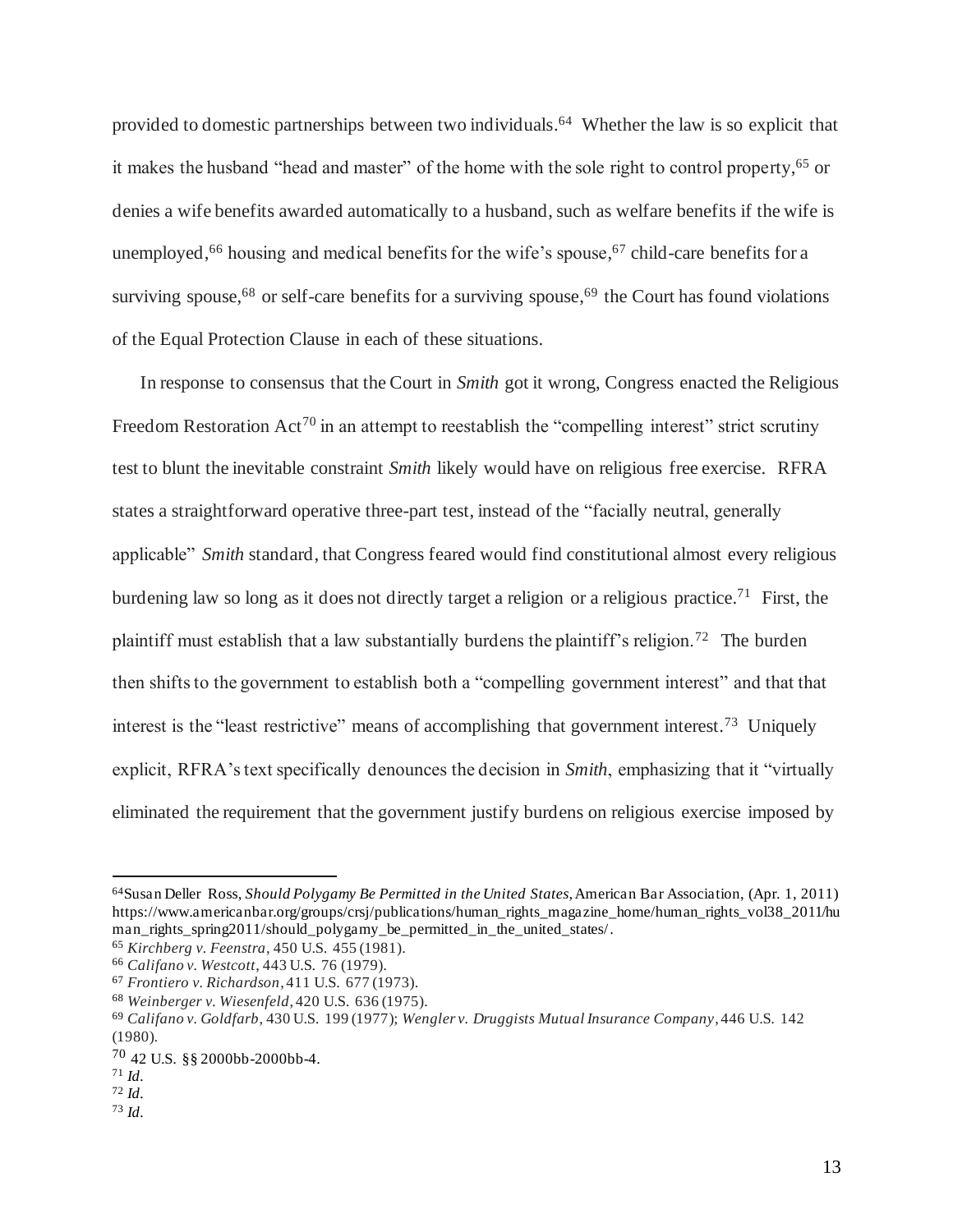provided to domestic partnerships between two individuals.[64] Whether the law is so explicit that it makes the husband "head and master" of the home with the sole right to control property,[65] or denies a wife benefits awarded automatically to a husband, such as welfare benefits if the wife is unemployed,[66] housing and medical benefits for the wife's spouse,[67] child-care benefits for a surviving spouse,[68] or self-care benefits for a surviving spouse,[69] the Court has found violations of the Equal Protection Clause in each of these situations.

In response to consensus that the Court in *Smith* got it wrong, Congress enacted the Religious Freedom Restoration Act[70] in an attempt to reestablish the "compelling interest" strict scrutiny test to blunt the inevitable constraint *Smith* likely would have on religious free exercise. RFRA states a straightforward operative three-part test, instead of the "facially neutral, generally applicable" *Smith* standard, that Congress feared would find constitutional almost every religious burdening law so long as it does not directly target a religion or a religious practice.[71] First, the plaintiff must establish that a law substantially burdens the plaintiff's religion.[72] The burden then shifts to the government to establish both a "compelling government interest" and that that interest is the "least restrictive" means of accomplishing that government interest.[73] Uniquely explicit, RFRA's text specifically denounces the decision in *Smith*, emphasizing that it "virtually eliminated the requirement that the government justify burdens on religious exercise imposed by

---

[64] Susan Deller Ross, *Should Polygamy Be Permitted in the United States,* American Bar Association, (Apr. 1, 2011) https://www.americanbar.org/groups/crsj/publications/human_rights_magazine_home/human_rights_vol38_2011/human_rights_spring2011/should_polygamy_be_permitted_in_the_united_states/.

[65] *Kirchberg v. Feenstra*, 450 U.S. 455 (1981).

[66] *Califano v. Westcott*, 443 U.S. 76 (1979).

[67] *Frontiero v. Richardson*, 411 U.S. 677 (1973).

[68] *Weinberger v. Wiesenfeld*, 420 U.S. 636 (1975).

[69] *Califano v. Goldfarb*, 430 U.S. 199 (1977); *Wengler v. Druggists Mutual Insurance Company*, 446 U.S. 142 (1980).

[70] 42 U.S. §§ 2000bb-2000bb-4.

[71] *Id.*

[72] *Id.*

[73] *Id.*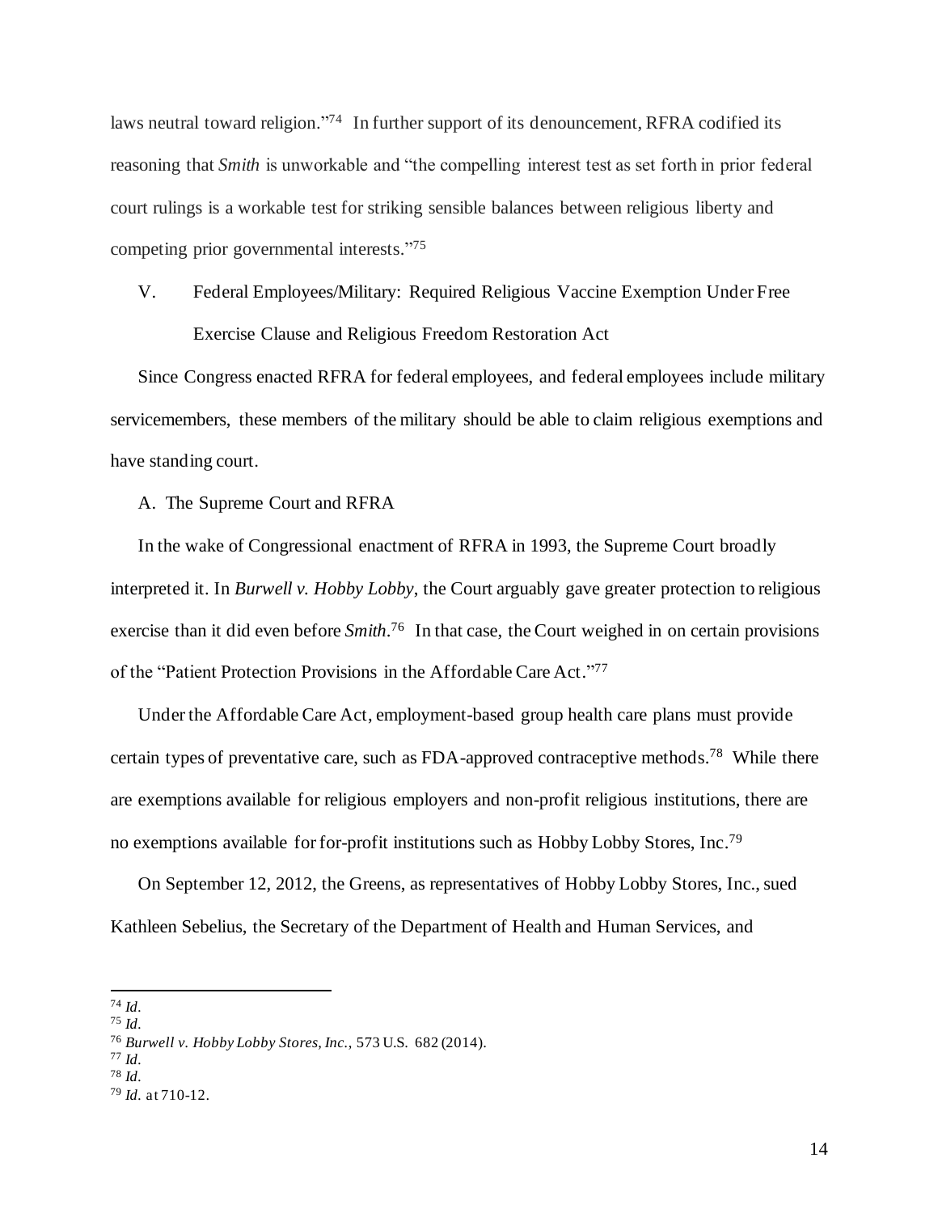laws neutral toward religion."[74] In further support of its denouncement, RFRA codified its reasoning that *Smith* is unworkable and "the compelling interest test as set forth in prior federal court rulings is a workable test for striking sensible balances between religious liberty and competing prior governmental interests."[75]

## V. Federal Employees/Military: Required Religious Vaccine Exemption Under Free Exercise Clause and Religious Freedom Restoration Act

Since Congress enacted RFRA for federal employees, and federal employees include military servicemembers, these members of the military should be able to claim religious exemptions and have standing court.

### A. The Supreme Court and RFRA

In the wake of Congressional enactment of RFRA in 1993, the Supreme Court broadly interpreted it. In *Burwell v. Hobby Lobby*, the Court arguably gave greater protection to religious exercise than it did even before *Smith*.[76] In that case, the Court weighed in on certain provisions of the "Patient Protection Provisions in the Affordable Care Act."[77]

Under the Affordable Care Act, employment-based group health care plans must provide certain types of preventative care, such as FDA-approved contraceptive methods.[78] While there are exemptions available for religious employers and non-profit religious institutions, there are no exemptions available for for-profit institutions such as Hobby Lobby Stores, Inc.[79]

On September 12, 2012, the Greens, as representatives of Hobby Lobby Stores, Inc., sued Kathleen Sebelius, the Secretary of the Department of Health and Human Services, and

---

[74] *Id.*

[75] *Id.*

[76] *Burwell v. Hobby Lobby Stores, Inc.*, 573 U.S. 682 (2014).

[77] *Id.*

[78] *Id.*

[79] *Id.* at 710-12.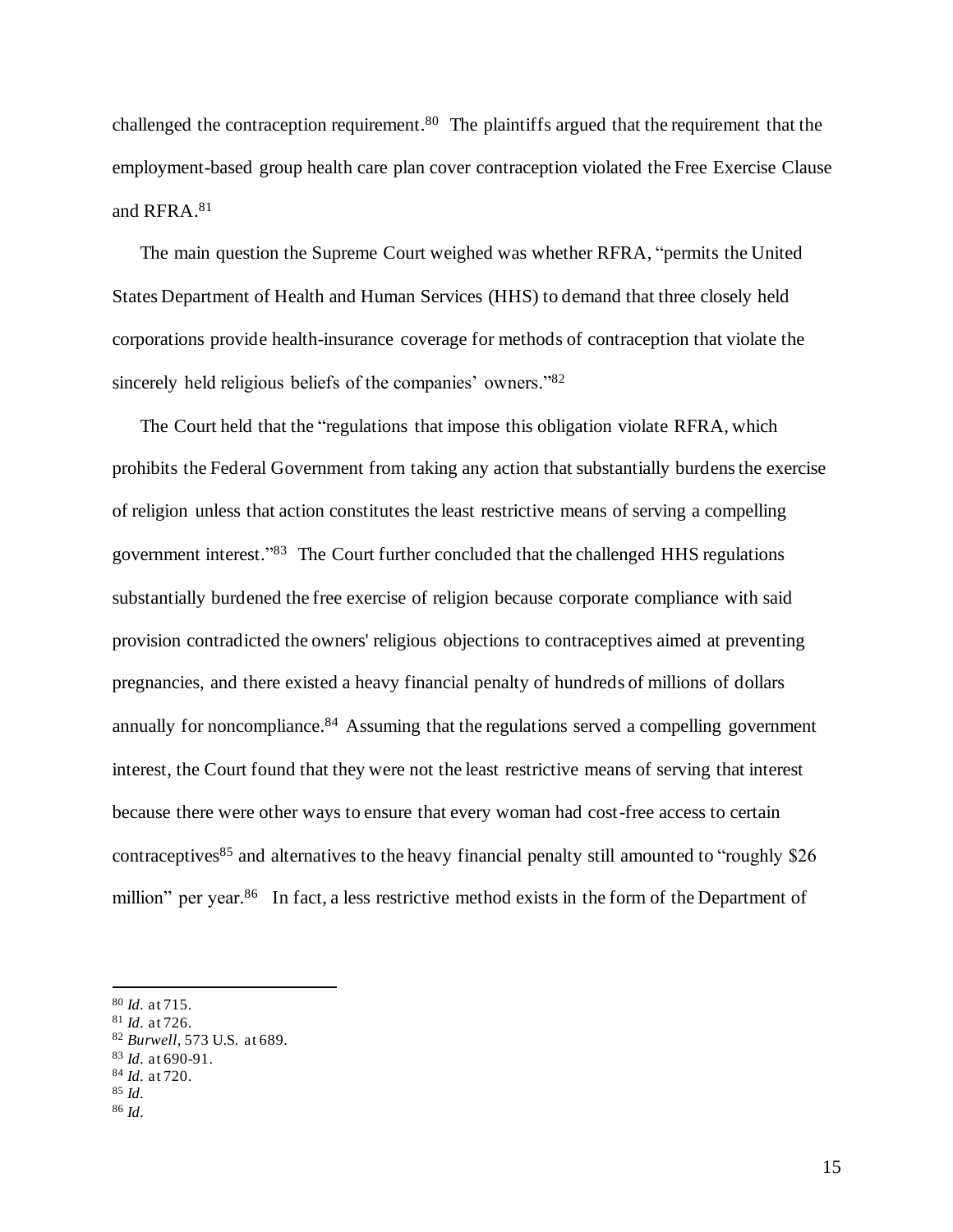challenged the contraception requirement.[80] The plaintiffs argued that the requirement that the employment-based group health care plan cover contraception violated the Free Exercise Clause and RFRA.[81]

The main question the Supreme Court weighed was whether RFRA, "permits the United States Department of Health and Human Services (HHS) to demand that three closely held corporations provide health-insurance coverage for methods of contraception that violate the sincerely held religious beliefs of the companies' owners."[82]

The Court held that the "regulations that impose this obligation violate RFRA, which prohibits the Federal Government from taking any action that substantially burdens the exercise of religion unless that action constitutes the least restrictive means of serving a compelling government interest."[83] The Court further concluded that the challenged HHS regulations substantially burdened the free exercise of religion because corporate compliance with said provision contradicted the owners' religious objections to contraceptives aimed at preventing pregnancies, and there existed a heavy financial penalty of hundreds of millions of dollars annually for noncompliance.[84] Assuming that the regulations served a compelling government interest, the Court found that they were not the least restrictive means of serving that interest because there were other ways to ensure that every woman had cost-free access to certain contraceptives[85] and alternatives to the heavy financial penalty still amounted to "roughly $26 million" per year.[86] In fact, a less restrictive method exists in the form of the Department of

---

[80] *Id.* at 715.
[81] *Id.* at 726.
[82] *Burwell*, 573 U.S. at 689.
[83] *Id.* at 690-91.
[84] *Id.* at 720.
[85] *Id.*
[86] *Id.*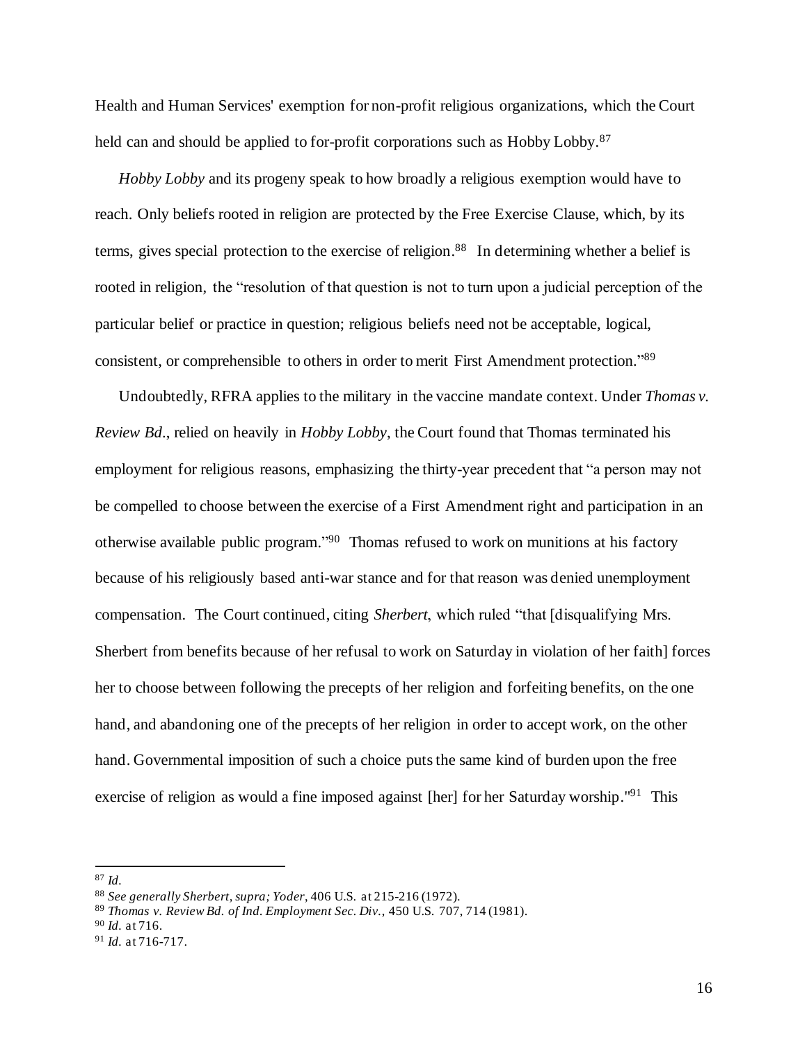Health and Human Services' exemption for non-profit religious organizations, which the Court held can and should be applied to for-profit corporations such as Hobby Lobby.[87]

*Hobby Lobby* and its progeny speak to how broadly a religious exemption would have to reach. Only beliefs rooted in religion are protected by the Free Exercise Clause, which, by its terms, gives special protection to the exercise of religion.[88] In determining whether a belief is rooted in religion, the "resolution of that question is not to turn upon a judicial perception of the particular belief or practice in question; religious beliefs need not be acceptable, logical, consistent, or comprehensible to others in order to merit First Amendment protection."[89]

Undoubtedly, RFRA applies to the military in the vaccine mandate context. Under *Thomas v. Review Bd*., relied on heavily in *Hobby Lobby*, the Court found that Thomas terminated his employment for religious reasons, emphasizing the thirty-year precedent that "a person may not be compelled to choose between the exercise of a First Amendment right and participation in an otherwise available public program."[90] Thomas refused to work on munitions at his factory because of his religiously based anti-war stance and for that reason was denied unemployment compensation. The Court continued, citing *Sherbert*, which ruled "that [disqualifying Mrs. Sherbert from benefits because of her refusal to work on Saturday in violation of her faith] forces her to choose between following the precepts of her religion and forfeiting benefits, on the one hand, and abandoning one of the precepts of her religion in order to accept work, on the other hand. Governmental imposition of such a choice puts the same kind of burden upon the free exercise of religion as would a fine imposed against [her] for her Saturday worship."[91] This

---

[87] *Id.*

[88] *See generally Sherbert, supra; Yoder*, 406 U.S. at 215-216 (1972).

[89] *Thomas v. Review Bd. of Ind. Employment Sec. Div.*, 450 U.S. 707, 714 (1981).

[90] *Id.* at 716.

[91] *Id.* at 716-717.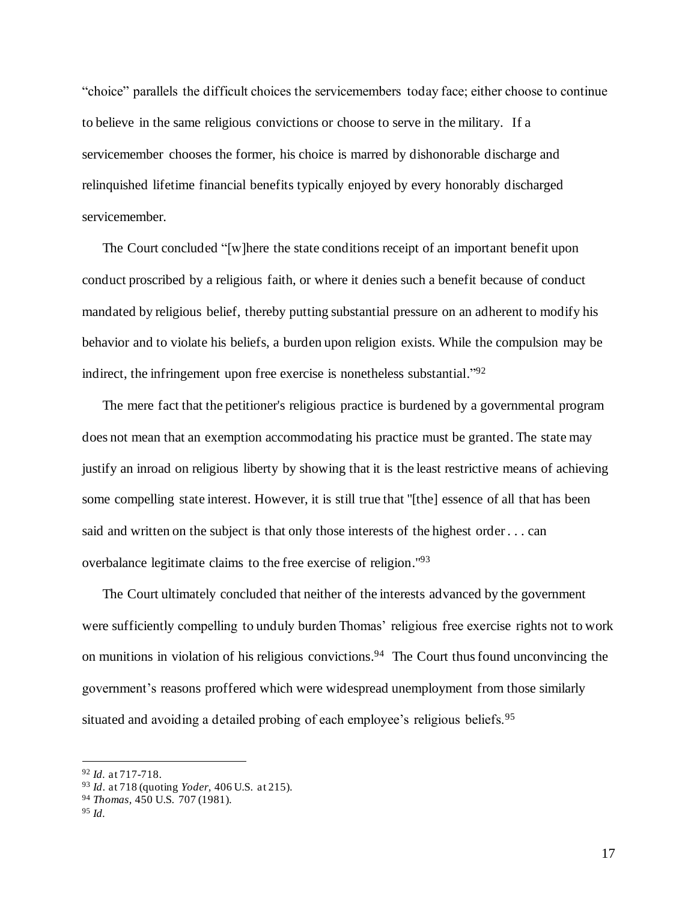"choice" parallels the difficult choices the servicemembers today face; either choose to continue to believe in the same religious convictions or choose to serve in the military. If a servicemember chooses the former, his choice is marred by dishonorable discharge and relinquished lifetime financial benefits typically enjoyed by every honorably discharged servicemember.

The Court concluded "[w]here the state conditions receipt of an important benefit upon conduct proscribed by a religious faith, or where it denies such a benefit because of conduct mandated by religious belief, thereby putting substantial pressure on an adherent to modify his behavior and to violate his beliefs, a burden upon religion exists. While the compulsion may be indirect, the infringement upon free exercise is nonetheless substantial."[92]

The mere fact that the petitioner's religious practice is burdened by a governmental program does not mean that an exemption accommodating his practice must be granted. The state may justify an inroad on religious liberty by showing that it is the least restrictive means of achieving some compelling state interest. However, it is still true that "[the] essence of all that has been said and written on the subject is that only those interests of the highest order . . . can overbalance legitimate claims to the free exercise of religion."[93]

The Court ultimately concluded that neither of the interests advanced by the government were sufficiently compelling to unduly burden Thomas' religious free exercise rights not to work on munitions in violation of his religious convictions.[94] The Court thus found unconvincing the government's reasons proffered which were widespread unemployment from those similarly situated and avoiding a detailed probing of each employee's religious beliefs.[95]

---

[92] *Id.* at 717-718.
[93] *Id.* at 718 (quoting *Yoder,* 406 U.S. at 215).
[94] *Thomas,* 450 U.S. 707 (1981).
[95] *Id.*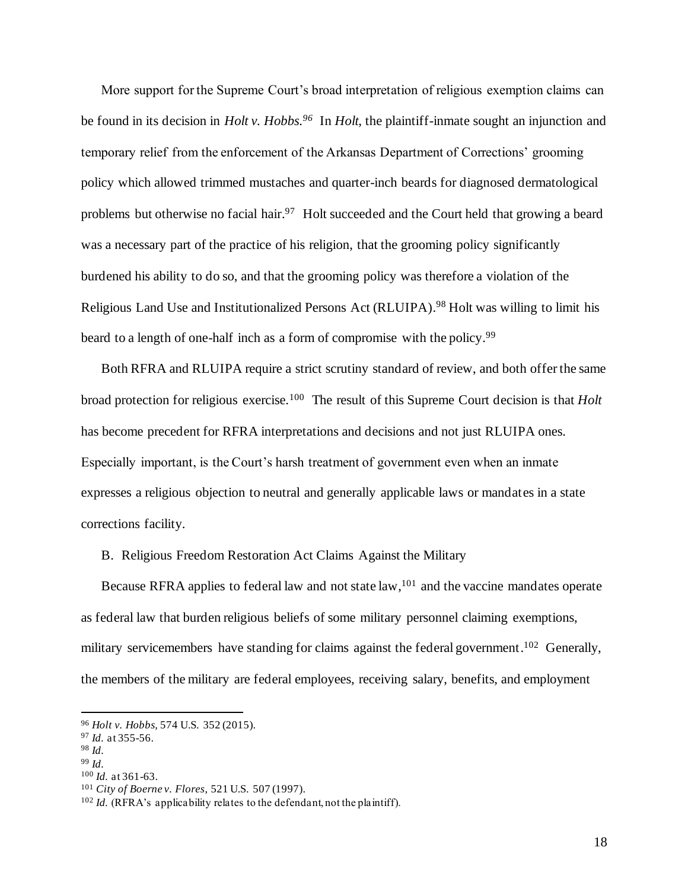More support for the Supreme Court's broad interpretation of religious exemption claims can be found in its decision in *Holt v. Hobbs.*[96] In *Holt,* the plaintiff-inmate sought an injunction and temporary relief from the enforcement of the Arkansas Department of Corrections' grooming policy which allowed trimmed mustaches and quarter-inch beards for diagnosed dermatological problems but otherwise no facial hair.[97] Holt succeeded and the Court held that growing a beard was a necessary part of the practice of his religion, that the grooming policy significantly burdened his ability to do so, and that the grooming policy was therefore a violation of the Religious Land Use and Institutionalized Persons Act (RLUIPA).[98] Holt was willing to limit his beard to a length of one-half inch as a form of compromise with the policy.[99]

Both RFRA and RLUIPA require a strict scrutiny standard of review, and both offer the same broad protection for religious exercise.[100] The result of this Supreme Court decision is that *Holt* has become precedent for RFRA interpretations and decisions and not just RLUIPA ones. Especially important, is the Court's harsh treatment of government even when an inmate expresses a religious objection to neutral and generally applicable laws or mandates in a state corrections facility.

### B. Religious Freedom Restoration Act Claims Against the Military

Because RFRA applies to federal law and not state law,[101] and the vaccine mandates operate as federal law that burden religious beliefs of some military personnel claiming exemptions, military servicemembers have standing for claims against the federal government.[102] Generally, the members of the military are federal employees, receiving salary, benefits, and employment

---

[96] *Holt v. Hobbs*, 574 U.S. 352 (2015).
[97] *Id.* at 355-56.
[98] *Id.*
[99] *Id.*
[100] *Id.* at 361-63.
[101] *City of Boerne v. Flores*, 521 U.S. 507 (1997).
[102] *Id.* (RFRA's applicability relates to the defendant, not the plaintiff).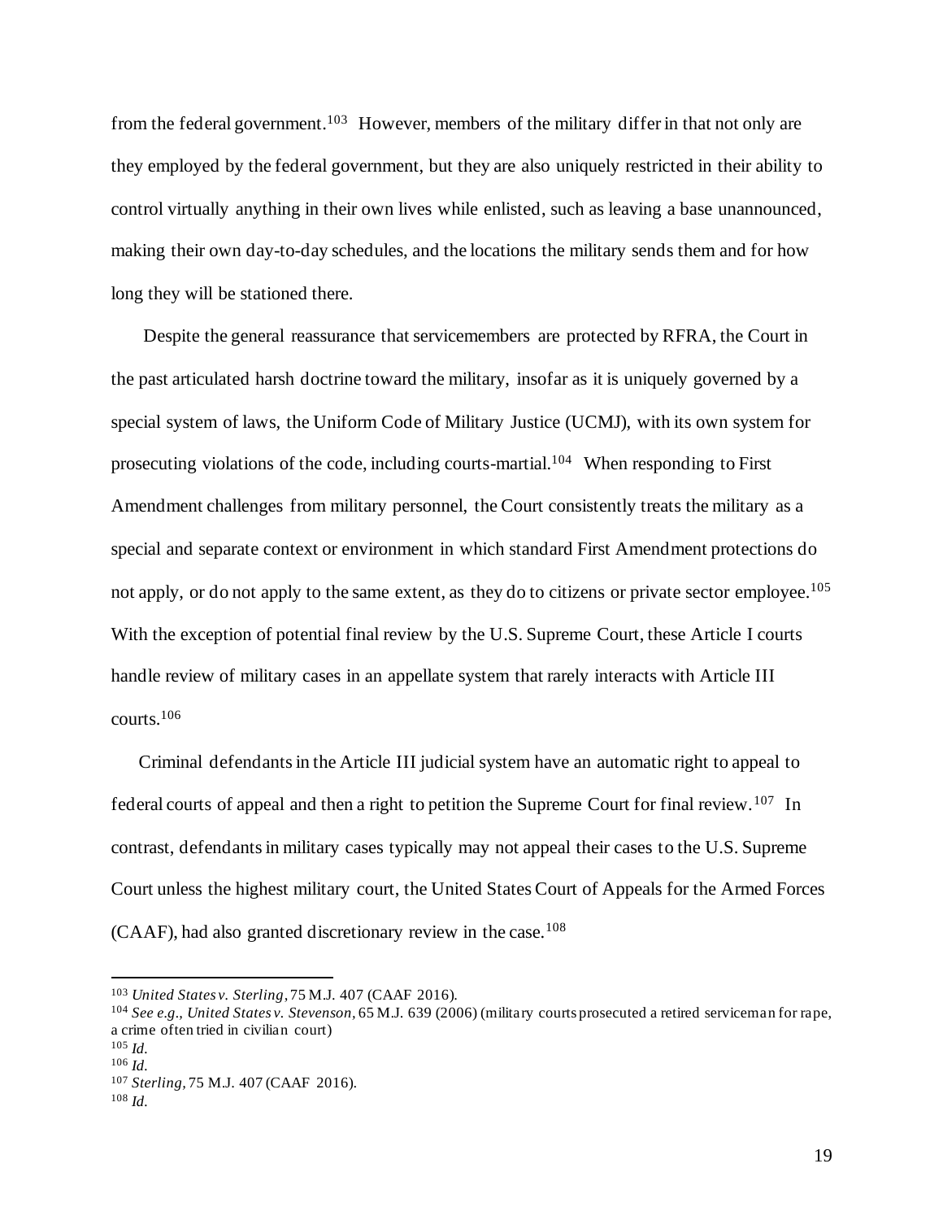from the federal government.[103] However, members of the military differ in that not only are they employed by the federal government, but they are also uniquely restricted in their ability to control virtually anything in their own lives while enlisted, such as leaving a base unannounced, making their own day-to-day schedules, and the locations the military sends them and for how long they will be stationed there.

Despite the general reassurance that servicemembers are protected by RFRA, the Court in the past articulated harsh doctrine toward the military, insofar as it is uniquely governed by a special system of laws, the Uniform Code of Military Justice (UCMJ), with its own system for prosecuting violations of the code, including courts-martial.[104] When responding to First Amendment challenges from military personnel, the Court consistently treats the military as a special and separate context or environment in which standard First Amendment protections do not apply, or do not apply to the same extent, as they do to citizens or private sector employee.[105] With the exception of potential final review by the U.S. Supreme Court, these Article I courts handle review of military cases in an appellate system that rarely interacts with Article III courts.[106]

Criminal defendants in the Article III judicial system have an automatic right to appeal to federal courts of appeal and then a right to petition the Supreme Court for final review.[107] In contrast, defendants in military cases typically may not appeal their cases to the U.S. Supreme Court unless the highest military court, the United States Court of Appeals for the Armed Forces (CAAF), had also granted discretionary review in the case.[108]

---

[103] *United States v. Sterling*, 75 M.J. 407 (CAAF 2016).

[104] *See e.g., United States v. Stevenson*, 65 M.J. 639 (2006) (military courts prosecuted a retired serviceman for rape, a crime often tried in civilian court)

[105] *Id.*

[106] *Id.*

[107] *Sterling*, 75 M.J. 407 (CAAF 2016).

[108] *Id.*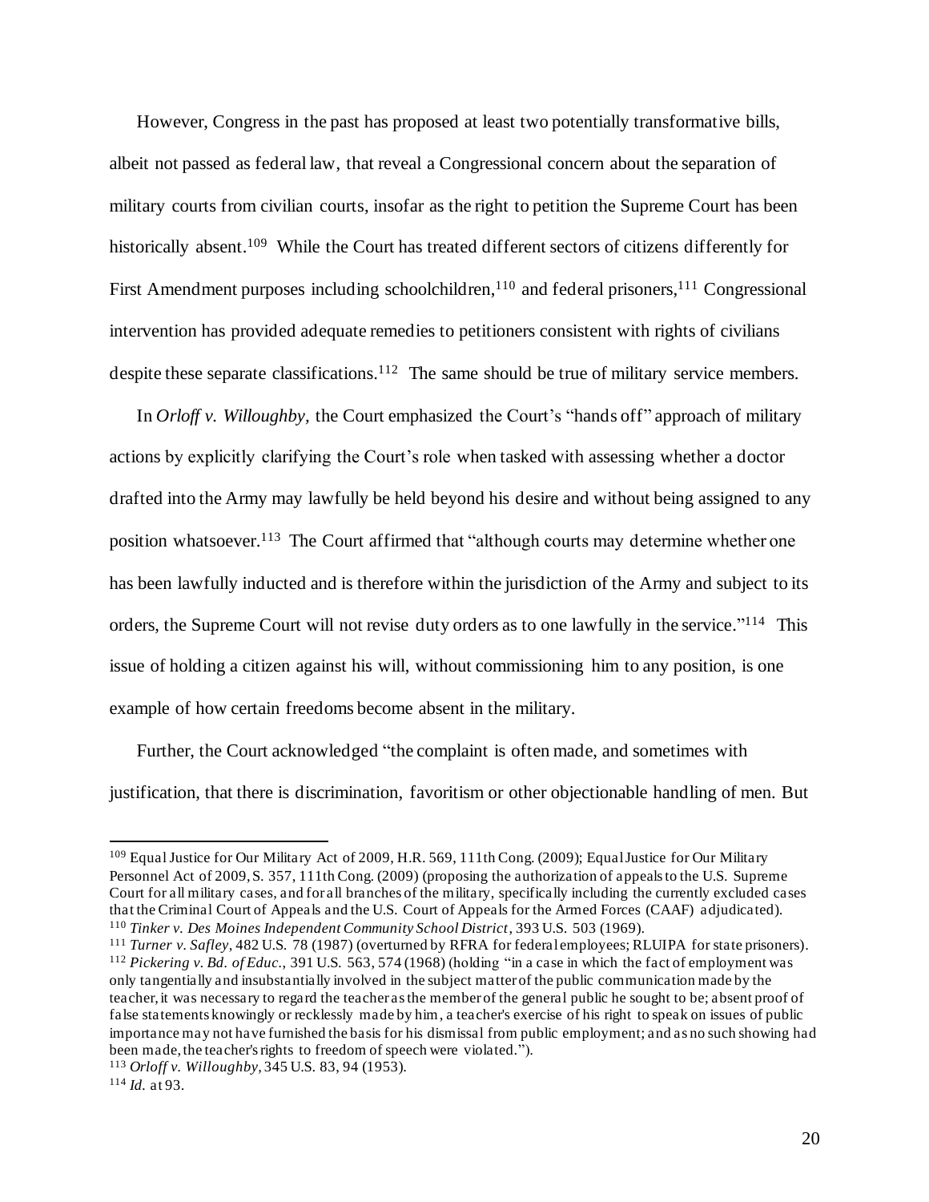However, Congress in the past has proposed at least two potentially transformative bills, albeit not passed as federal law, that reveal a Congressional concern about the separation of military courts from civilian courts, insofar as the right to petition the Supreme Court has been historically absent.[109] While the Court has treated different sectors of citizens differently for First Amendment purposes including schoolchildren,[110] and federal prisoners,[111] Congressional intervention has provided adequate remedies to petitioners consistent with rights of civilians despite these separate classifications.[112] The same should be true of military service members.

In *Orloff v. Willoughby,* the Court emphasized the Court's "hands off" approach of military actions by explicitly clarifying the Court's role when tasked with assessing whether a doctor drafted into the Army may lawfully be held beyond his desire and without being assigned to any position whatsoever.[113] The Court affirmed that "although courts may determine whether one has been lawfully inducted and is therefore within the jurisdiction of the Army and subject to its orders, the Supreme Court will not revise duty orders as to one lawfully in the service."[114] This issue of holding a citizen against his will, without commissioning him to any position, is one example of how certain freedoms become absent in the military.

Further, the Court acknowledged "the complaint is often made, and sometimes with justification, that there is discrimination, favoritism or other objectionable handling of men. But

---

[109] Equal Justice for Our Military Act of 2009, H.R. 569, 111th Cong. (2009); Equal Justice for Our Military Personnel Act of 2009, S. 357, 111th Cong. (2009) (proposing the authorization of appeals to the U.S. Supreme Court for all military cases, and for all branches of the military, specifically including the currently excluded cases that the Criminal Court of Appeals and the U.S. Court of Appeals for the Armed Forces (CAAF) adjudicated).

[110] *Tinker v. Des Moines Independent Community School District*, 393 U.S. 503 (1969).

[111] *Turner v. Safley*, 482 U.S. 78 (1987) (overturned by RFRA for federal employees; RLUIPA for state prisoners).

[112] *Pickering v. Bd. of Educ.*, 391 U.S. 563, 574 (1968) (holding "in a case in which the fact of employment was only tangentially and insubstantially involved in the subject matter of the public communication made by the teacher, it was necessary to regard the teacher as the member of the general public he sought to be; absent proof of false statements knowingly or recklessly made by him, a teacher's exercise of his right to speak on issues of public importance may not have furnished the basis for his dismissal from public employment; and as no such showing had been made, the teacher's rights to freedom of speech were violated.").

[113] *Orloff v. Willoughby*, 345 U.S. 83, 94 (1953).

[114] *Id.* at 93.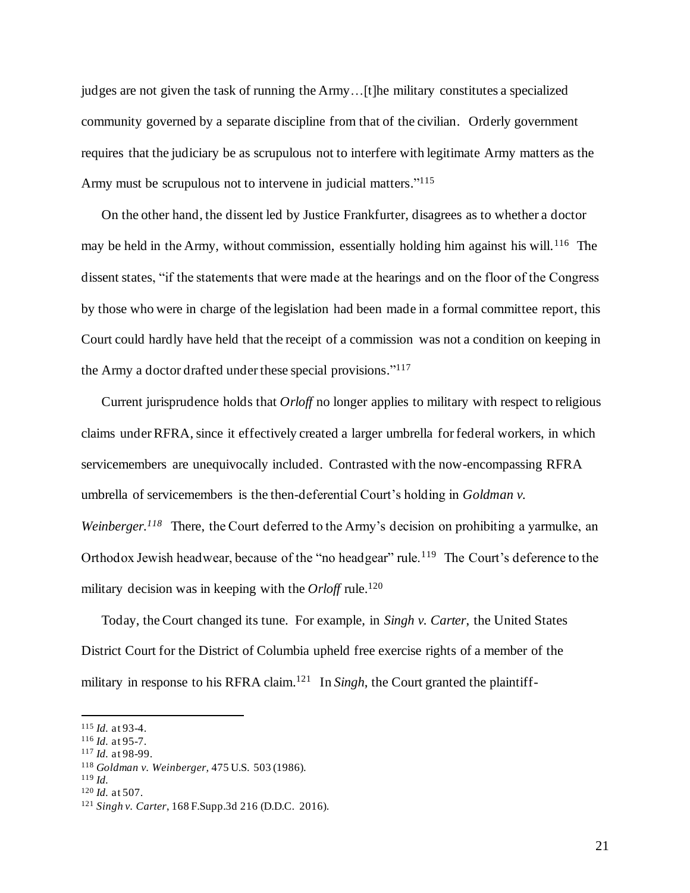judges are not given the task of running the Army…[t]he military constitutes a specialized community governed by a separate discipline from that of the civilian. Orderly government requires that the judiciary be as scrupulous not to interfere with legitimate Army matters as the Army must be scrupulous not to intervene in judicial matters."[115]

On the other hand, the dissent led by Justice Frankfurter, disagrees as to whether a doctor may be held in the Army, without commission, essentially holding him against his will.[116] The dissent states, "if the statements that were made at the hearings and on the floor of the Congress by those who were in charge of the legislation had been made in a formal committee report, this Court could hardly have held that the receipt of a commission was not a condition on keeping in the Army a doctor drafted under these special provisions."[117]

Current jurisprudence holds that *Orloff* no longer applies to military with respect to religious claims under RFRA, since it effectively created a larger umbrella for federal workers, in which servicemembers are unequivocally included. Contrasted with the now-encompassing RFRA umbrella of servicemembers is the then-deferential Court's holding in *Goldman v. Weinberger.*[118] There, the Court deferred to the Army's decision on prohibiting a yarmulke, an Orthodox Jewish headwear, because of the "no headgear" rule.[119] The Court's deference to the military decision was in keeping with the *Orloff* rule.[120]

Today, the Court changed its tune. For example, in *Singh v. Carter*, the United States District Court for the District of Columbia upheld free exercise rights of a member of the military in response to his RFRA claim.[121] In *Singh*, the Court granted the plaintiff-

---

[115] *Id.* at 93-4.
[116] *Id.* at 95-7.
[117] *Id.* at 98-99.
[118] *Goldman v. Weinberger,* 475 U.S. 503 (1986).
[119] *Id.*
[120] *Id.* at 507.
[121] *Singh v. Carter*, 168 F.Supp.3d 216 (D.D.C. 2016).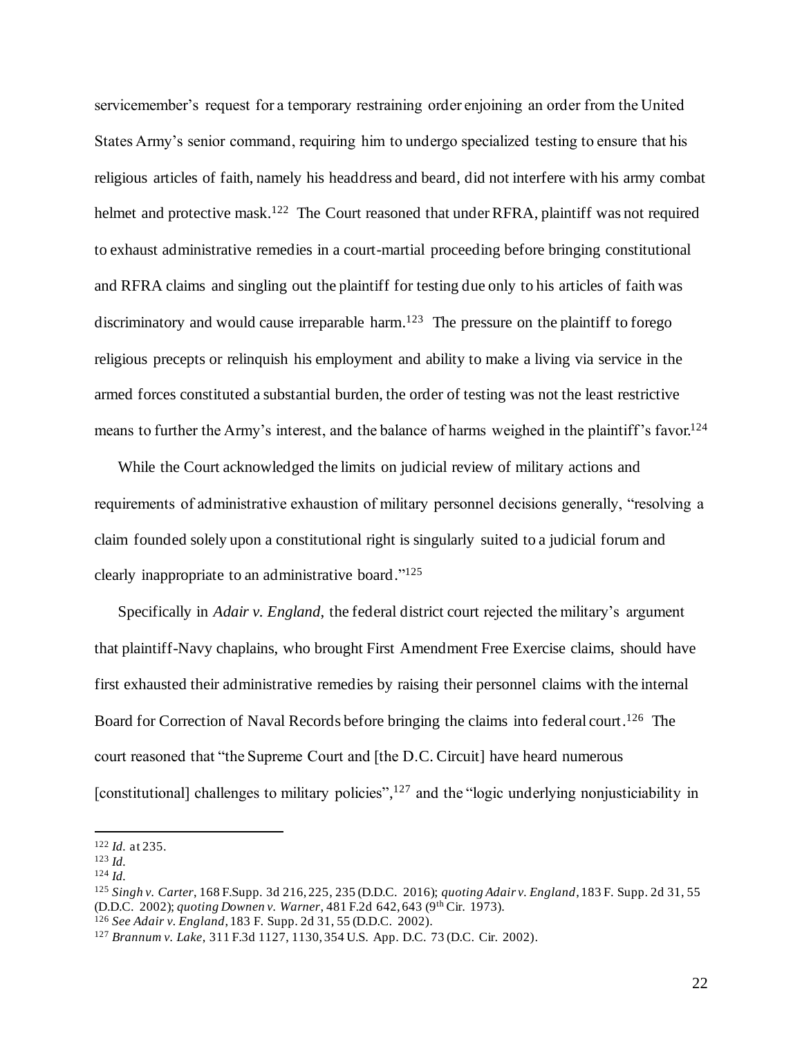servicemember's request for a temporary restraining order enjoining an order from the United States Army's senior command, requiring him to undergo specialized testing to ensure that his religious articles of faith, namely his headdress and beard, did not interfere with his army combat helmet and protective mask.[122] The Court reasoned that under RFRA, plaintiff was not required to exhaust administrative remedies in a court-martial proceeding before bringing constitutional and RFRA claims and singling out the plaintiff for testing due only to his articles of faith was discriminatory and would cause irreparable harm.[123] The pressure on the plaintiff to forego religious precepts or relinquish his employment and ability to make a living via service in the armed forces constituted a substantial burden, the order of testing was not the least restrictive means to further the Army's interest, and the balance of harms weighed in the plaintiff's favor.[124]

While the Court acknowledged the limits on judicial review of military actions and requirements of administrative exhaustion of military personnel decisions generally, "resolving a claim founded solely upon a constitutional right is singularly suited to a judicial forum and clearly inappropriate to an administrative board."[125]

Specifically in *Adair v. England*, the federal district court rejected the military's argument that plaintiff-Navy chaplains, who brought First Amendment Free Exercise claims, should have first exhausted their administrative remedies by raising their personnel claims with the internal Board for Correction of Naval Records before bringing the claims into federal court.[126] The court reasoned that "the Supreme Court and [the D.C. Circuit] have heard numerous [constitutional] challenges to military policies",[127] and the "logic underlying nonjusticiability in

---

[122] *Id.* at 235.

[123] *Id.*

[124] *Id.*

[125] *Singh v. Carter*, 168 F.Supp. 3d 216, 225, 235 (D.D.C. 2016); *quoting Adair v. England*, 183 F. Supp. 2d 31, 55 (D.D.C. 2002); *quoting Downen v. Warner*, 481 F.2d 642, 643 (9th Cir. 1973).

[126] *See Adair v. England*, 183 F. Supp. 2d 31, 55 (D.D.C. 2002).

[127] *Brannum v. Lake*, 311 F.3d 1127, 1130, 354 U.S. App. D.C. 73 (D.C. Cir. 2002).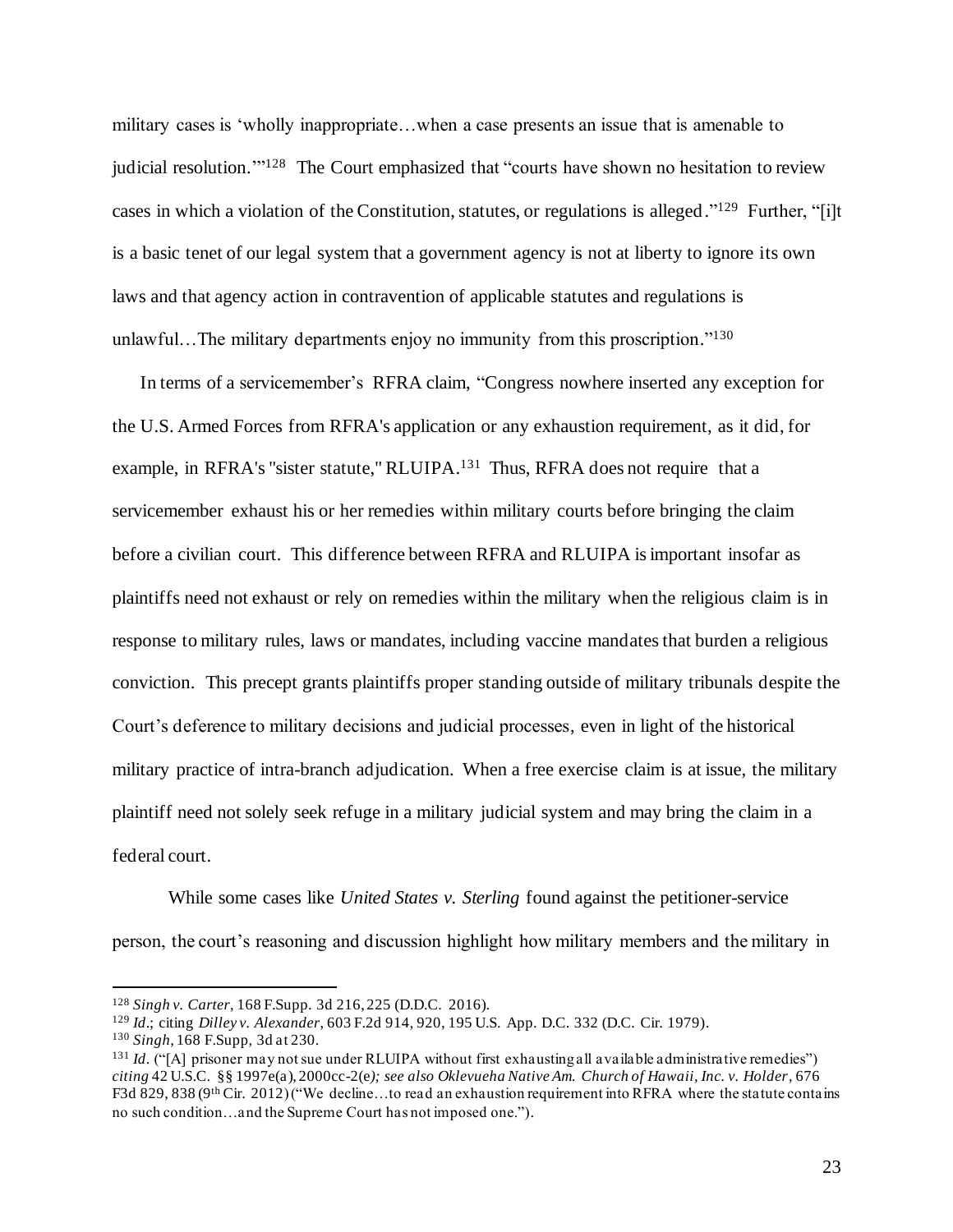military cases is 'wholly inappropriate…when a case presents an issue that is amenable to judicial resolution.'"[128] The Court emphasized that "courts have shown no hesitation to review cases in which a violation of the Constitution, statutes, or regulations is alleged."[129] Further, "[i]t is a basic tenet of our legal system that a government agency is not at liberty to ignore its own laws and that agency action in contravention of applicable statutes and regulations is unlawful…The military departments enjoy no immunity from this proscription."[130]

In terms of a servicemember's RFRA claim, "Congress nowhere inserted any exception for the U.S. Armed Forces from RFRA's application or any exhaustion requirement, as it did, for example, in RFRA's "sister statute," RLUIPA.[131] Thus, RFRA does not require that a servicemember exhaust his or her remedies within military courts before bringing the claim before a civilian court. This difference between RFRA and RLUIPA is important insofar as plaintiffs need not exhaust or rely on remedies within the military when the religious claim is in response to military rules, laws or mandates, including vaccine mandates that burden a religious conviction. This precept grants plaintiffs proper standing outside of military tribunals despite the Court's deference to military decisions and judicial processes, even in light of the historical military practice of intra-branch adjudication. When a free exercise claim is at issue, the military plaintiff need not solely seek refuge in a military judicial system and may bring the claim in a federal court.

While some cases like *United States v. Sterling* found against the petitioner-service person, the court's reasoning and discussion highlight how military members and the military in

---

[128] *Singh v. Carter*, 168 F.Supp. 3d 216, 225 (D.D.C. 2016).

[129] *Id*.; citing *Dilley v. Alexander*, 603 F.2d 914, 920, 195 U.S. App. D.C. 332 (D.C. Cir. 1979).

[130] *Singh*, 168 F.Supp, 3d at 230.

[131] *Id*. ("[A] prisoner may not sue under RLUIPA without first exhausting all available administrative remedies") *citing* 42 U.S.C. §§ 1997e(a), 2000cc-2(e)*; see also Oklevueha Native Am. Church of Hawaii, Inc. v. Holder*, 676 F3d 829, 838 (9th Cir. 2012) ("We decline…to read an exhaustion requirement into RFRA where the statute contains no such condition…and the Supreme Court has not imposed one.").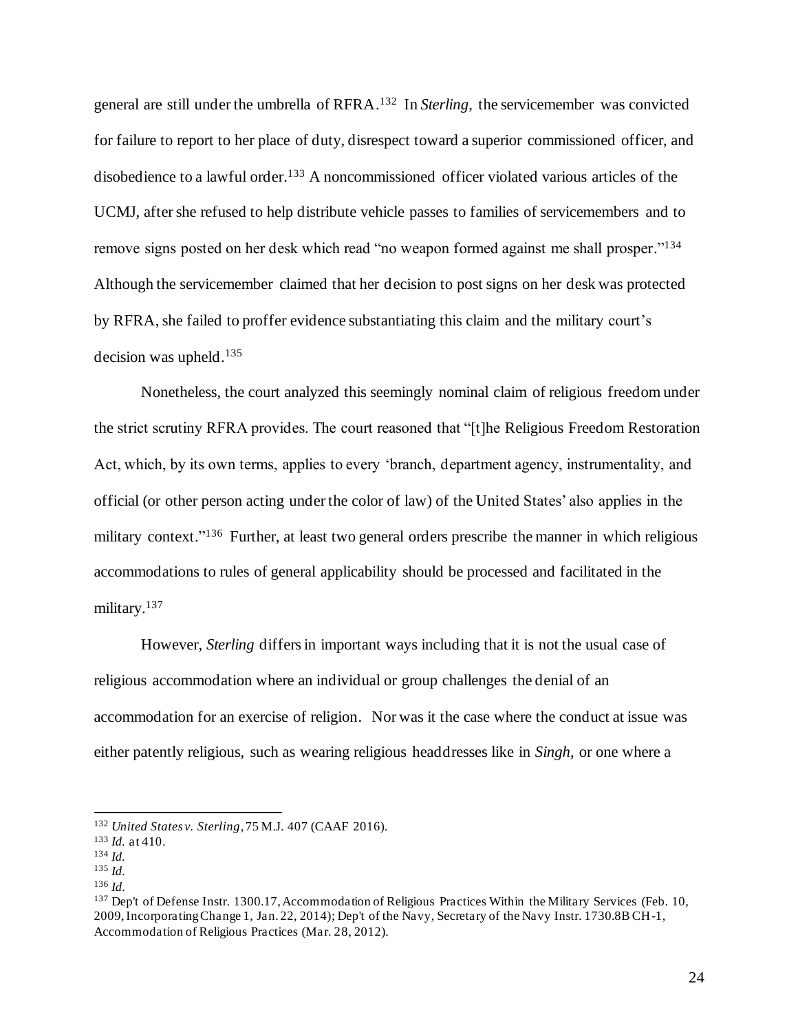general are still under the umbrella of RFRA.[132] In *Sterling*, the servicemember was convicted for failure to report to her place of duty, disrespect toward a superior commissioned officer, and disobedience to a lawful order.[133] A noncommissioned officer violated various articles of the UCMJ, after she refused to help distribute vehicle passes to families of servicemembers and to remove signs posted on her desk which read "no weapon formed against me shall prosper."[134] Although the servicemember claimed that her decision to post signs on her desk was protected by RFRA, she failed to proffer evidence substantiating this claim and the military court's decision was upheld.[135]

Nonetheless, the court analyzed this seemingly nominal claim of religious freedom under the strict scrutiny RFRA provides. The court reasoned that "[t]he Religious Freedom Restoration Act, which, by its own terms, applies to every 'branch, department agency, instrumentality, and official (or other person acting under the color of law) of the United States' also applies in the military context."[136] Further, at least two general orders prescribe the manner in which religious accommodations to rules of general applicability should be processed and facilitated in the military.[137]

However, *Sterling* differs in important ways including that it is not the usual case of religious accommodation where an individual or group challenges the denial of an accommodation for an exercise of religion. Nor was it the case where the conduct at issue was either patently religious, such as wearing religious headdresses like in *Singh*, or one where a

---

[132] *United States v. Sterling*, 75 M.J. 407 (CAAF 2016).

[133] *Id.* at 410.

[134] *Id.*

[135] *Id.*

[136] *Id.*

[137] Dep't of Defense Instr. 1300.17, Accommodation of Religious Practices Within the Military Services (Feb. 10, 2009, Incorporating Change 1, Jan. 22, 2014); Dep't of the Navy, Secretary of the Navy Instr. 1730.8B CH-1, Accommodation of Religious Practices (Mar. 28, 2012).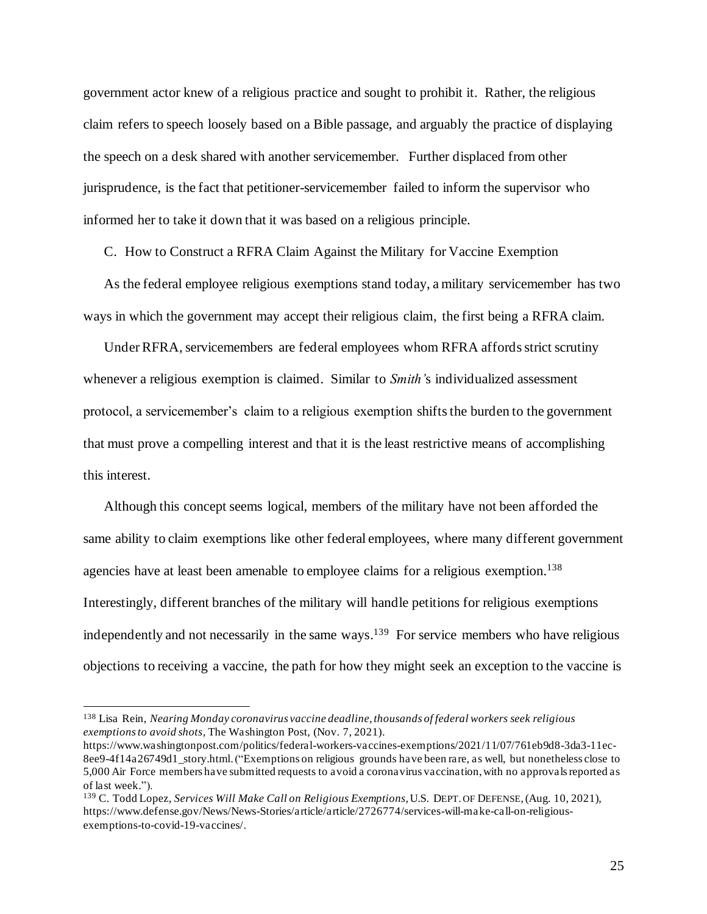government actor knew of a religious practice and sought to prohibit it. Rather, the religious claim refers to speech loosely based on a Bible passage, and arguably the practice of displaying the speech on a desk shared with another servicemember. Further displaced from other jurisprudence, is the fact that petitioner-servicemember failed to inform the supervisor who informed her to take it down that it was based on a religious principle.

### C. How to Construct a RFRA Claim Against the Military for Vaccine Exemption

As the federal employee religious exemptions stand today, a military servicemember has two ways in which the government may accept their religious claim, the first being a RFRA claim.

Under RFRA, servicemembers are federal employees whom RFRA affords strict scrutiny whenever a religious exemption is claimed. Similar to *Smith*'s individualized assessment protocol, a servicemember's claim to a religious exemption shifts the burden to the government that must prove a compelling interest and that it is the least restrictive means of accomplishing this interest.

Although this concept seems logical, members of the military have not been afforded the same ability to claim exemptions like other federal employees, where many different government agencies have at least been amenable to employee claims for a religious exemption.[138] Interestingly, different branches of the military will handle petitions for religious exemptions independently and not necessarily in the same ways.[139] For service members who have religious objections to receiving a vaccine, the path for how they might seek an exception to the vaccine is

---

[138] Lisa Rein, *Nearing Monday coronavirus vaccine deadline, thousands of federal workers seek religious exemptions to avoid shots*, The Washington Post, (Nov. 7, 2021). https://www.washingtonpost.com/politics/federal-workers-vaccines-exemptions/2021/11/07/761eb9d8-3da3-11ec-8ee9-4f14a26749d1_story.html. ("Exemptions on religious grounds have been rare, as well, but nonetheless close to 5,000 Air Force members have submitted requests to avoid a coronavirus vaccination, with no approvals reported as of last week.").

[139] C. Todd Lopez, *Services Will Make Call on Religious Exemptions*, U.S. DEPT. OF DEFENSE, (Aug. 10, 2021), https://www.defense.gov/News/News-Stories/article/article/2726774/services-will-make-call-on-religious-exemptions-to-covid-19-vaccines/.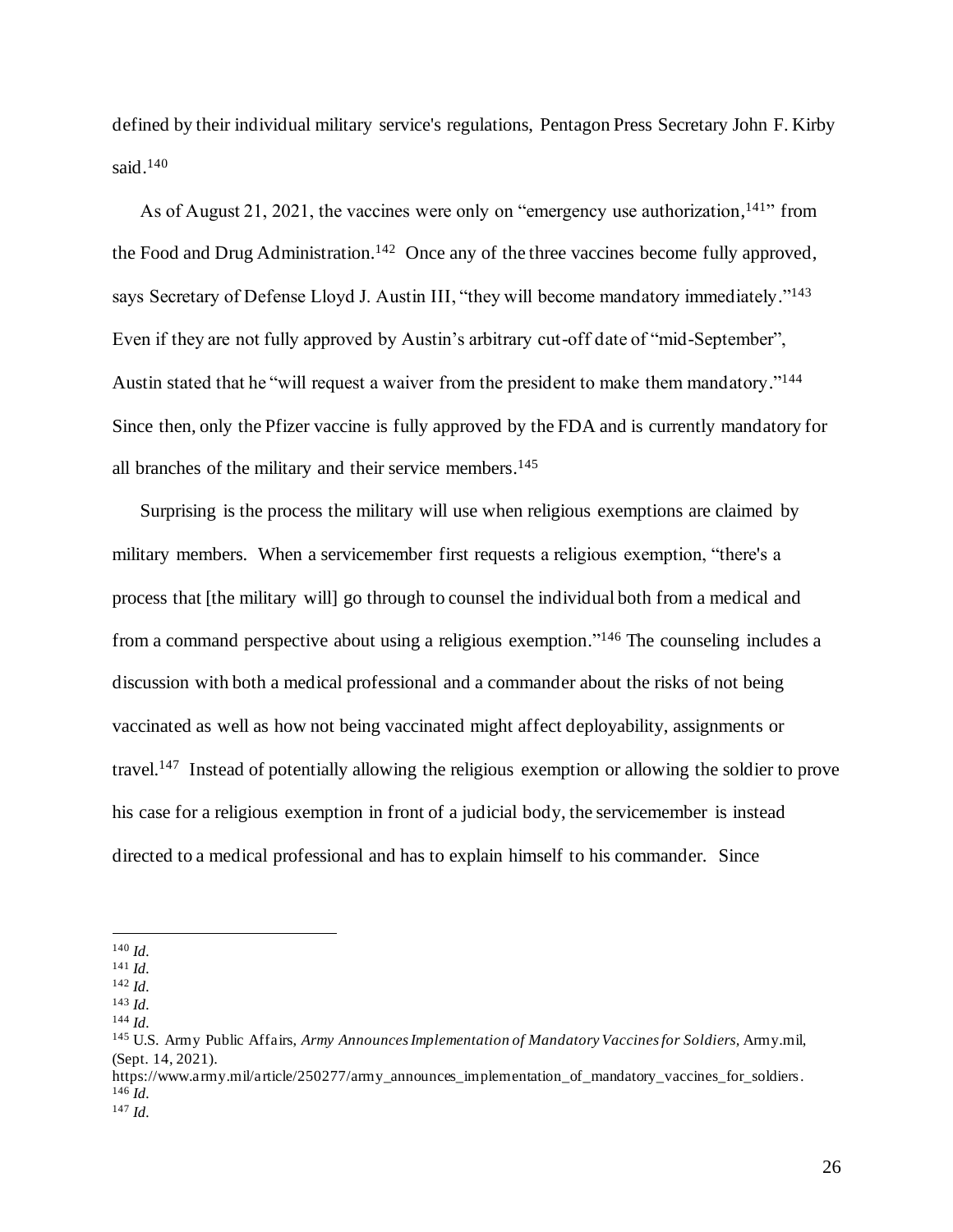defined by their individual military service's regulations, Pentagon Press Secretary John F. Kirby said.[140]

As of August 21, 2021, the vaccines were only on "emergency use authorization,[141]" from the Food and Drug Administration.[142] Once any of the three vaccines become fully approved, says Secretary of Defense Lloyd J. Austin III, "they will become mandatory immediately."[143] Even if they are not fully approved by Austin's arbitrary cut-off date of "mid-September", Austin stated that he "will request a waiver from the president to make them mandatory."[144] Since then, only the Pfizer vaccine is fully approved by the FDA and is currently mandatory for all branches of the military and their service members.[145]

Surprising is the process the military will use when religious exemptions are claimed by military members. When a servicemember first requests a religious exemption, "there's a process that [the military will] go through to counsel the individual both from a medical and from a command perspective about using a religious exemption."[146] The counseling includes a discussion with both a medical professional and a commander about the risks of not being vaccinated as well as how not being vaccinated might affect deployability, assignments or travel.[147] Instead of potentially allowing the religious exemption or allowing the soldier to prove his case for a religious exemption in front of a judicial body, the servicemember is instead directed to a medical professional and has to explain himself to his commander. Since

---

[140] *Id.*

[141] *Id.*

[142] *Id.*

[143] *Id.*

[144] *Id.*

[145] U.S. Army Public Affairs, *Army Announces Implementation of Mandatory Vaccines for Soldiers*, Army.mil, (Sept. 14, 2021). https://www.army.mil/article/250277/army_announces_implementation_of_mandatory_vaccines_for_soldiers.

[146] *Id.*

[147] *Id.*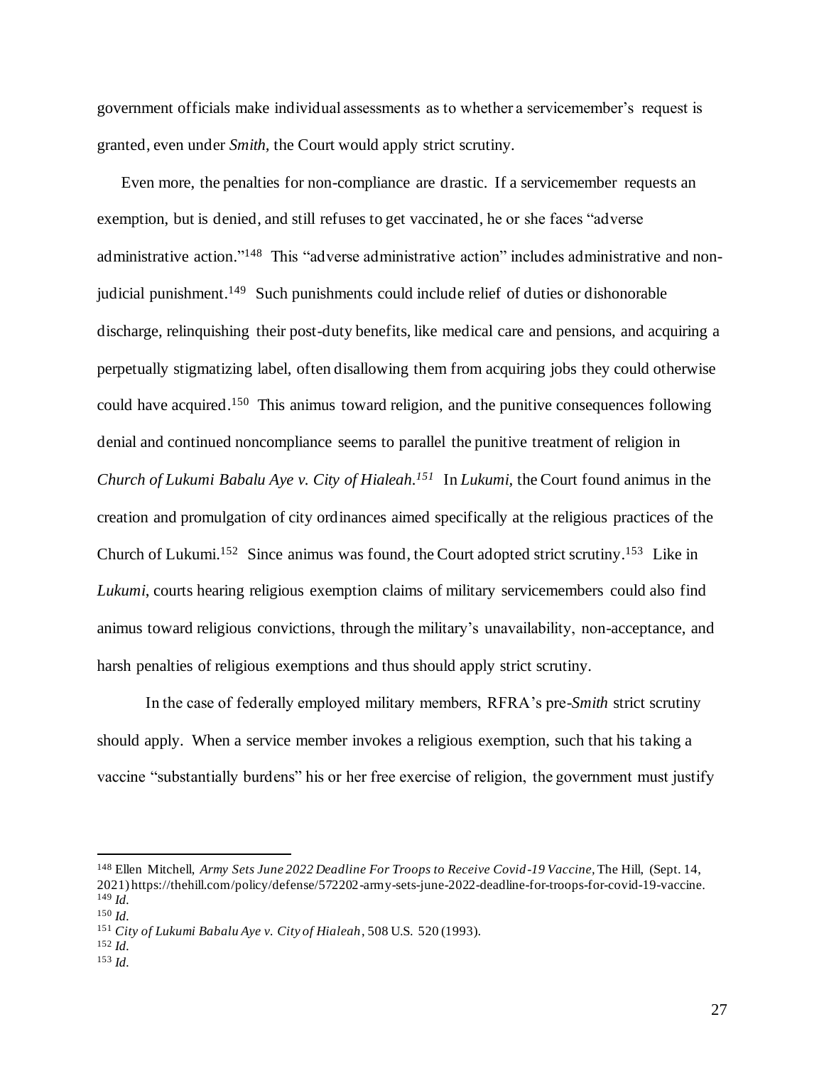government officials make individual assessments as to whether a servicemember's request is granted, even under *Smith*, the Court would apply strict scrutiny.

Even more, the penalties for non-compliance are drastic. If a servicemember requests an exemption, but is denied, and still refuses to get vaccinated, he or she faces "adverse administrative action."[148] This "adverse administrative action" includes administrative and non-judicial punishment.[149] Such punishments could include relief of duties or dishonorable discharge, relinquishing their post-duty benefits, like medical care and pensions, and acquiring a perpetually stigmatizing label, often disallowing them from acquiring jobs they could otherwise could have acquired.[150] This animus toward religion, and the punitive consequences following denial and continued noncompliance seems to parallel the punitive treatment of religion in *Church of Lukumi Babalu Aye v. City of Hialeah.*[151] In *Lukumi,* the Court found animus in the creation and promulgation of city ordinances aimed specifically at the religious practices of the Church of Lukumi.[152] Since animus was found, the Court adopted strict scrutiny.[153] Like in *Lukumi*, courts hearing religious exemption claims of military servicemembers could also find animus toward religious convictions, through the military's unavailability, non-acceptance, and harsh penalties of religious exemptions and thus should apply strict scrutiny.

In the case of federally employed military members, RFRA's pre-*Smith* strict scrutiny should apply. When a service member invokes a religious exemption, such that his taking a vaccine "substantially burdens" his or her free exercise of religion, the government must justify

---

[148] Ellen Mitchell, *Army Sets June 2022 Deadline For Troops to Receive Covid-19 Vaccine*, The Hill, (Sept. 14, 2021) https://thehill.com/policy/defense/572202-army-sets-june-2022-deadline-for-troops-for-covid-19-vaccine.
[149] *Id.*
[150] *Id.*
[151] *City of Lukumi Babalu Aye v. City of Hialeah*, 508 U.S. 520 (1993).
[152] *Id.*
[153] *Id.*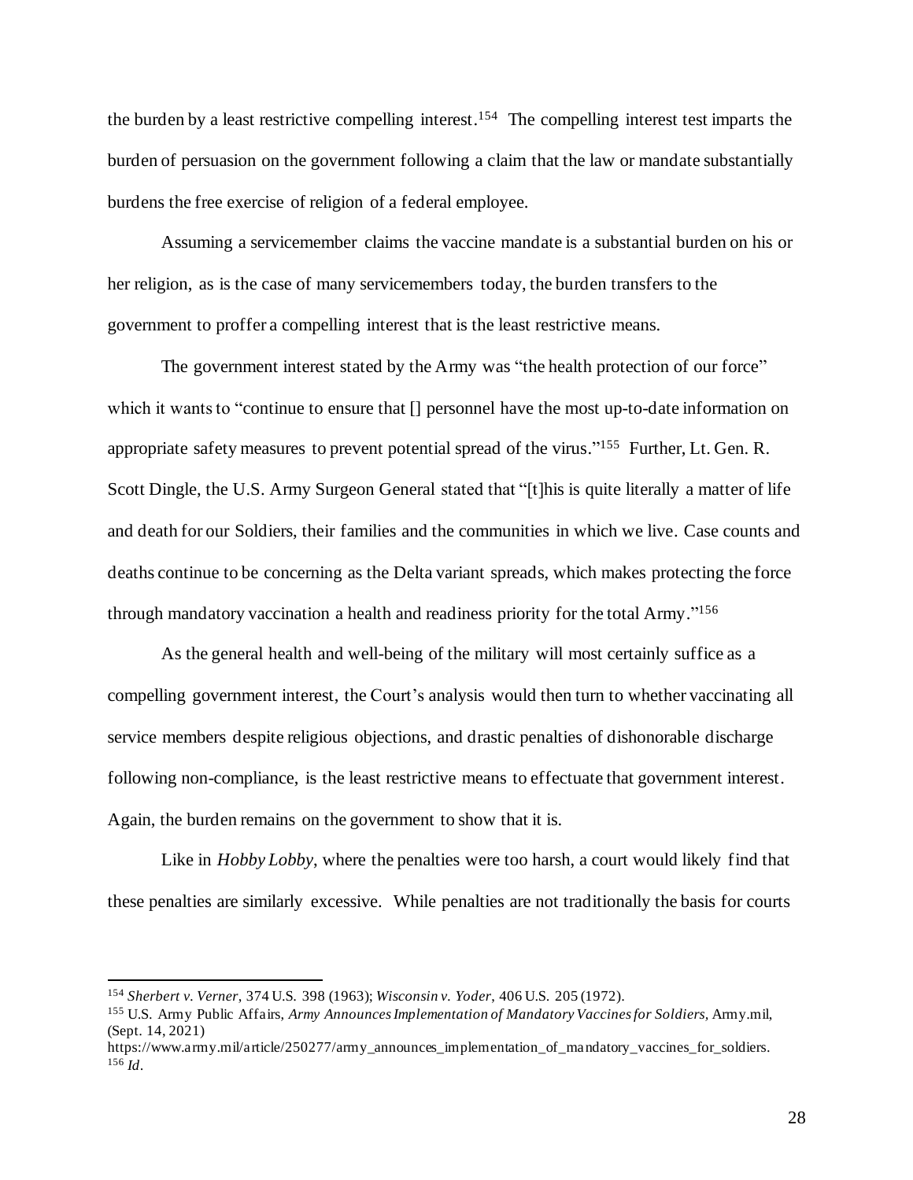the burden by a least restrictive compelling interest.[154] The compelling interest test imparts the burden of persuasion on the government following a claim that the law or mandate substantially burdens the free exercise of religion of a federal employee.

Assuming a servicemember claims the vaccine mandate is a substantial burden on his or her religion, as is the case of many servicemembers today, the burden transfers to the government to proffer a compelling interest that is the least restrictive means.

The government interest stated by the Army was "the health protection of our force" which it wants to "continue to ensure that [] personnel have the most up-to-date information on appropriate safety measures to prevent potential spread of the virus."[155] Further, Lt. Gen. R. Scott Dingle, the U.S. Army Surgeon General stated that "[t]his is quite literally a matter of life and death for our Soldiers, their families and the communities in which we live. Case counts and deaths continue to be concerning as the Delta variant spreads, which makes protecting the force through mandatory vaccination a health and readiness priority for the total Army."[156]

As the general health and well-being of the military will most certainly suffice as a compelling government interest, the Court's analysis would then turn to whether vaccinating all service members despite religious objections, and drastic penalties of dishonorable discharge following non-compliance, is the least restrictive means to effectuate that government interest. Again, the burden remains on the government to show that it is.

Like in *Hobby Lobby*, where the penalties were too harsh, a court would likely find that these penalties are similarly excessive. While penalties are not traditionally the basis for courts

---

[154] *Sherbert v. Verner*, 374 U.S. 398 (1963); *Wisconsin v. Yoder*, 406 U.S. 205 (1972).

[155] U.S. Army Public Affairs, *Army Announces Implementation of Mandatory Vaccines for Soldiers*, Army.mil, (Sept. 14, 2021) https://www.army.mil/article/250277/army_announces_implementation_of_mandatory_vaccines_for_soldiers.

[156] *Id*.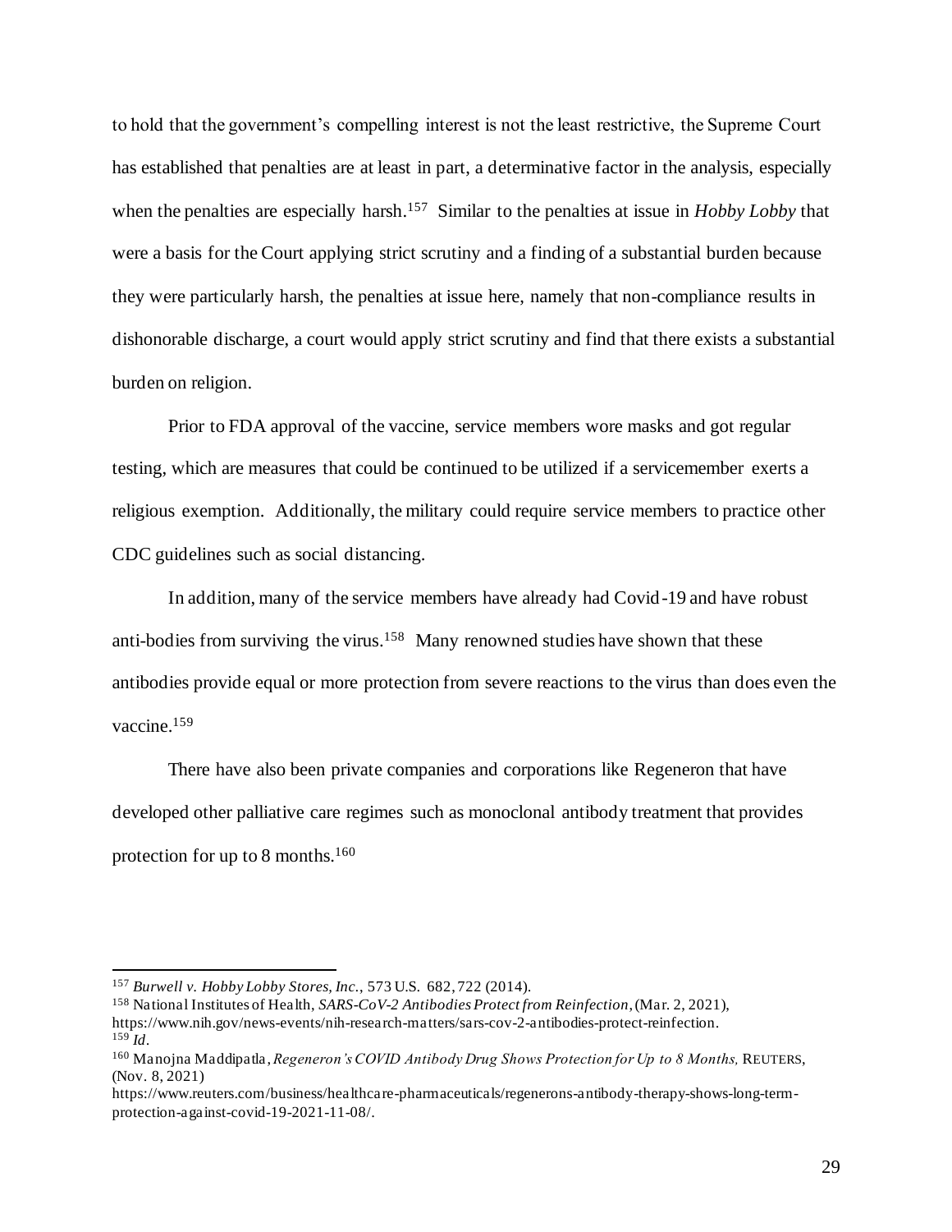to hold that the government's compelling interest is not the least restrictive, the Supreme Court has established that penalties are at least in part, a determinative factor in the analysis, especially when the penalties are especially harsh.[157] Similar to the penalties at issue in *Hobby Lobby* that were a basis for the Court applying strict scrutiny and a finding of a substantial burden because they were particularly harsh, the penalties at issue here, namely that non-compliance results in dishonorable discharge, a court would apply strict scrutiny and find that there exists a substantial burden on religion.

Prior to FDA approval of the vaccine, service members wore masks and got regular testing, which are measures that could be continued to be utilized if a servicemember exerts a religious exemption. Additionally, the military could require service members to practice other CDC guidelines such as social distancing.

In addition, many of the service members have already had Covid-19 and have robust anti-bodies from surviving the virus.[158] Many renowned studies have shown that these antibodies provide equal or more protection from severe reactions to the virus than does even the vaccine.[159]

There have also been private companies and corporations like Regeneron that have developed other palliative care regimes such as monoclonal antibody treatment that provides protection for up to 8 months.[160]

---

[157] *Burwell v. Hobby Lobby Stores, Inc.*, 573 U.S. 682, 722 (2014).

[158] National Institutes of Health, *SARS-CoV-2 Antibodies Protect from Reinfection*, (Mar. 2, 2021), https://www.nih.gov/news-events/nih-research-matters/sars-cov-2-antibodies-protect-reinfection.

[159] *Id*.

[160] Manojna Maddipatla, *Regeneron's COVID Antibody Drug Shows Protection for Up to 8 Months,* REUTERS, (Nov. 8, 2021) https://www.reuters.com/business/healthcare-pharmaceuticals/regenerons-antibody-therapy-shows-long-term-protection-against-covid-19-2021-11-08/.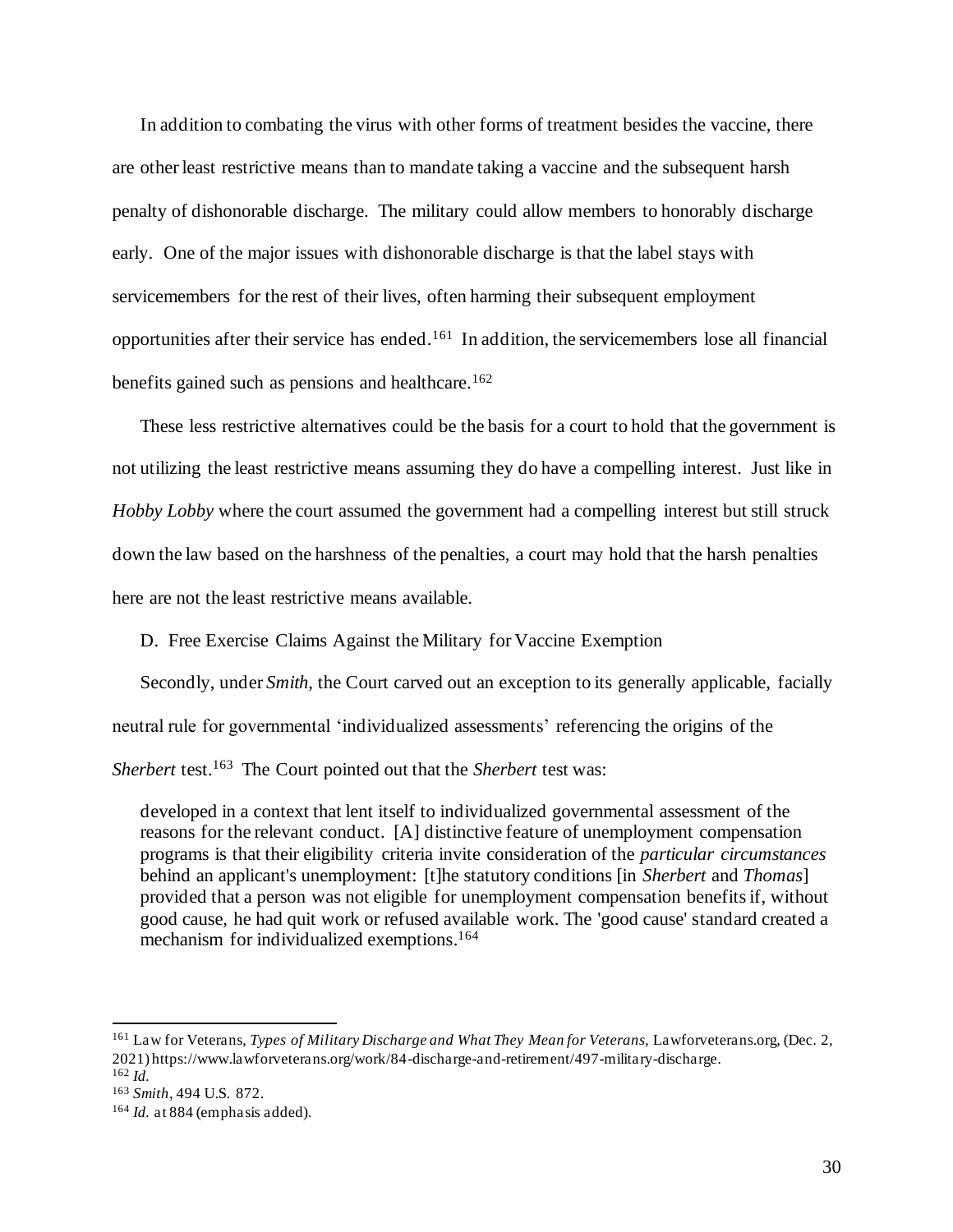In addition to combating the virus with other forms of treatment besides the vaccine, there are other least restrictive means than to mandate taking a vaccine and the subsequent harsh penalty of dishonorable discharge. The military could allow members to honorably discharge early. One of the major issues with dishonorable discharge is that the label stays with servicemembers for the rest of their lives, often harming their subsequent employment opportunities after their service has ended.[161] In addition, the servicemembers lose all financial benefits gained such as pensions and healthcare.[162]

These less restrictive alternatives could be the basis for a court to hold that the government is not utilizing the least restrictive means assuming they do have a compelling interest. Just like in *Hobby Lobby* where the court assumed the government had a compelling interest but still struck down the law based on the harshness of the penalties, a court may hold that the harsh penalties here are not the least restrictive means available.

D. Free Exercise Claims Against the Military for Vaccine Exemption

Secondly, under *Smith*, the Court carved out an exception to its generally applicable, facially neutral rule for governmental 'individualized assessments' referencing the origins of the *Sherbert* test.[163] The Court pointed out that the *Sherbert* test was:

> developed in a context that lent itself to individualized governmental assessment of the reasons for the relevant conduct. [A] distinctive feature of unemployment compensation programs is that their eligibility criteria invite consideration of the *particular circumstances* behind an applicant's unemployment: [t]he statutory conditions [in *Sherbert* and *Thomas*] provided that a person was not eligible for unemployment compensation benefits if, without good cause, he had quit work or refused available work. The 'good cause' standard created a mechanism for individualized exemptions.[164]

---

[161] Law for Veterans, *Types of Military Discharge and What They Mean for Veterans,* Lawforveterans.org, (Dec. 2, 2021) https://www.lawforveterans.org/work/84-discharge-and-retirement/497-military-discharge.
[162] *Id.*
[163] *Smith*, 494 U.S. 872.
[164] *Id.* at 884 (emphasis added).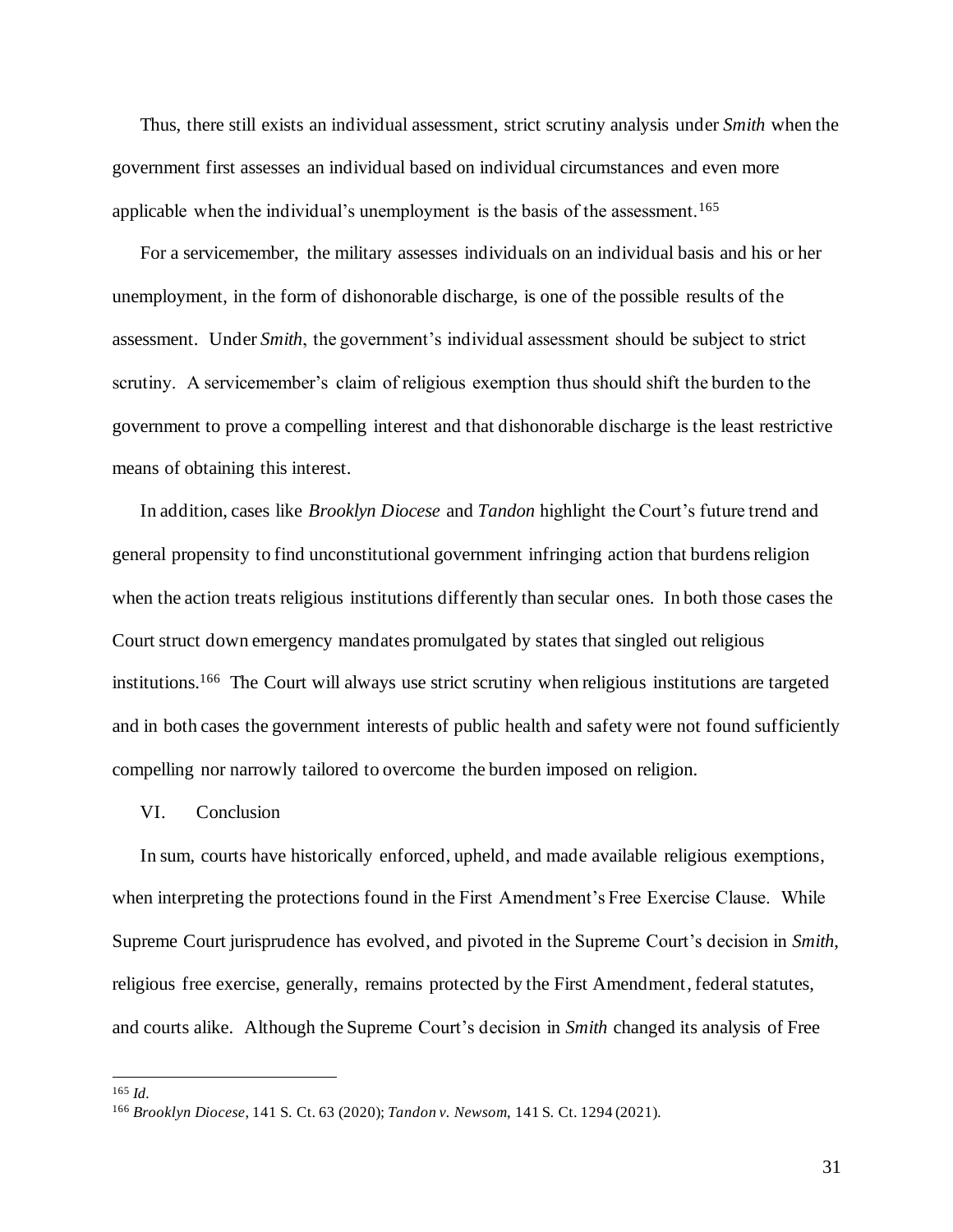Thus, there still exists an individual assessment, strict scrutiny analysis under *Smith* when the government first assesses an individual based on individual circumstances and even more applicable when the individual's unemployment is the basis of the assessment.[165]

For a servicemember, the military assesses individuals on an individual basis and his or her unemployment, in the form of dishonorable discharge, is one of the possible results of the assessment. Under *Smith*, the government's individual assessment should be subject to strict scrutiny. A servicemember's claim of religious exemption thus should shift the burden to the government to prove a compelling interest and that dishonorable discharge is the least restrictive means of obtaining this interest.

In addition, cases like *Brooklyn Diocese* and *Tandon* highlight the Court's future trend and general propensity to find unconstitutional government infringing action that burdens religion when the action treats religious institutions differently than secular ones. In both those cases the Court struct down emergency mandates promulgated by states that singled out religious institutions.[166] The Court will always use strict scrutiny when religious institutions are targeted and in both cases the government interests of public health and safety were not found sufficiently compelling nor narrowly tailored to overcome the burden imposed on religion.

## VI. Conclusion

In sum, courts have historically enforced, upheld, and made available religious exemptions, when interpreting the protections found in the First Amendment's Free Exercise Clause. While Supreme Court jurisprudence has evolved, and pivoted in the Supreme Court's decision in *Smith*, religious free exercise, generally, remains protected by the First Amendment, federal statutes, and courts alike. Although the Supreme Court's decision in *Smith* changed its analysis of Free

---

[165] *Id.*

[166] *Brooklyn Diocese*, 141 S. Ct. 63 (2020); *Tandon v. Newsom*, 141 S. Ct. 1294 (2021).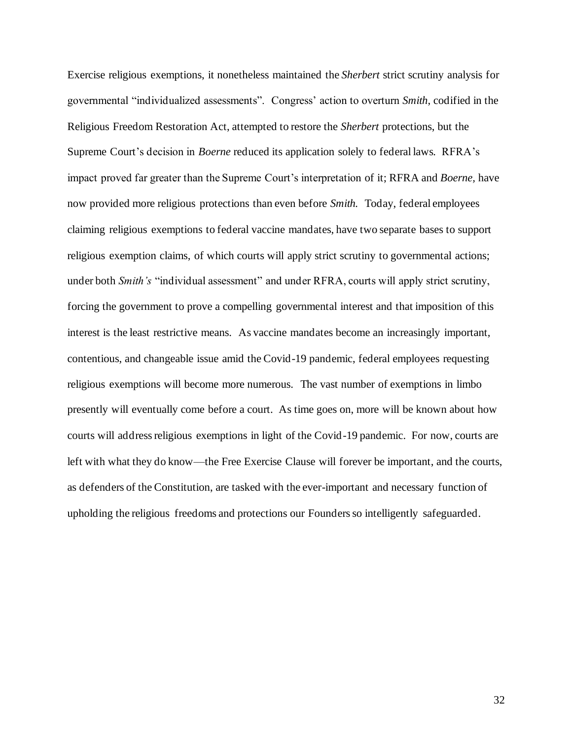Exercise religious exemptions, it nonetheless maintained the *Sherbert* strict scrutiny analysis for governmental "individualized assessments". Congress' action to overturn *Smith*, codified in the Religious Freedom Restoration Act, attempted to restore the *Sherbert* protections, but the Supreme Court's decision in *Boerne* reduced its application solely to federal laws. RFRA's impact proved far greater than the Supreme Court's interpretation of it; RFRA and *Boerne,* have now provided more religious protections than even before *Smith.* Today, federal employees claiming religious exemptions to federal vaccine mandates, have two separate bases to support religious exemption claims, of which courts will apply strict scrutiny to governmental actions; under both *Smith's* "individual assessment" and under RFRA, courts will apply strict scrutiny, forcing the government to prove a compelling governmental interest and that imposition of this interest is the least restrictive means. As vaccine mandates become an increasingly important, contentious, and changeable issue amid the Covid-19 pandemic, federal employees requesting religious exemptions will become more numerous. The vast number of exemptions in limbo presently will eventually come before a court. As time goes on, more will be known about how courts will address religious exemptions in light of the Covid-19 pandemic. For now, courts are left with what they do know—the Free Exercise Clause will forever be important, and the courts, as defenders of the Constitution, are tasked with the ever-important and necessary function of upholding the religious freedoms and protections our Founders so intelligently safeguarded.